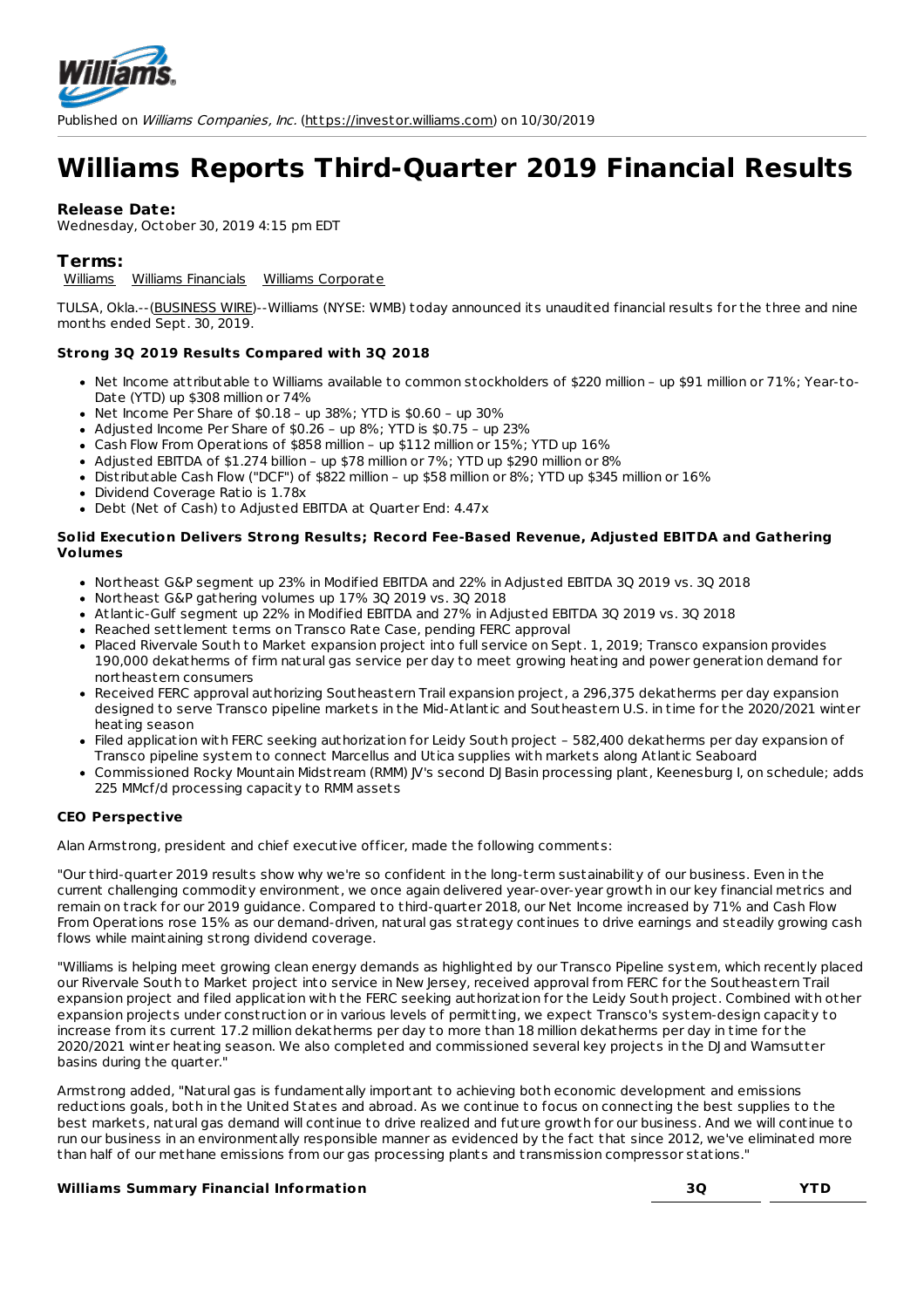Published on *Williams Companies, Inc.* (https://investor.williams.com) on 10/30/2019

# Williams Reports Third-Quarter 2019 Financial Results

**Release Date:**
Wednesday, October 30, 2019 4:15 pm EDT

## Terms:

Williams Williams Financials Williams Corporate

TULSA, Okla.--(BUSINESS WIRE)--Williams (NYSE: WMB) today announced its unaudited financial results for the three and nine months ended Sept. 30, 2019.

### Strong 3Q 2019 Results Compared with 3Q 2018

- Net Income attributable to Williams available to common stockholders of $220 million – up $91 million or 71%; Year-to-Date (YTD) up $308 million or 74%
- Net Income Per Share of $0.18 – up 38%; YTD is $0.60 – up 30%
- Adjusted Income Per Share of $0.26 – up 8%; YTD is $0.75 – up 23%
- Cash Flow From Operations of $858 million – up $112 million or 15%; YTD up 16%
- Adjusted EBITDA of $1.274 billion – up $78 million or 7%; YTD up $290 million or 8%
- Distributable Cash Flow ("DCF") of $822 million – up $58 million or 8%; YTD up $345 million or 16%
- Dividend Coverage Ratio is 1.78x
- Debt (Net of Cash) to Adjusted EBITDA at Quarter End: 4.47x

### Solid Execution Delivers Strong Results; Record Fee-Based Revenue, Adjusted EBITDA and Gathering Volumes

- Northeast G&P segment up 23% in Modified EBITDA and 22% in Adjusted EBITDA 3Q 2019 vs. 3Q 2018
- Northeast G&P gathering volumes up 17% 3Q 2019 vs. 3Q 2018
- Atlantic-Gulf segment up 22% in Modified EBITDA and 27% in Adjusted EBITDA 3Q 2019 vs. 3Q 2018
- Reached settlement terms on Transco Rate Case, pending FERC approval
- Placed Rivervale South to Market expansion project into full service on Sept. 1, 2019; Transco expansion provides 190,000 dekatherms of firm natural gas service per day to meet growing heating and power generation demand for northeastern consumers
- Received FERC approval authorizing Southeastern Trail expansion project, a 296,375 dekatherms per day expansion designed to serve Transco pipeline markets in the Mid-Atlantic and Southeastern U.S. in time for the 2020/2021 winter heating season
- Filed application with FERC seeking authorization for Leidy South project – 582,400 dekatherms per day expansion of Transco pipeline system to connect Marcellus and Utica supplies with markets along Atlantic Seaboard
- Commissioned Rocky Mountain Midstream (RMM) JV's second DJ Basin processing plant, Keenesburg I, on schedule; adds 225 MMcf/d processing capacity to RMM assets

### CEO Perspective

Alan Armstrong, president and chief executive officer, made the following comments:

"Our third-quarter 2019 results show why we're so confident in the long-term sustainability of our business. Even in the current challenging commodity environment, we once again delivered year-over-year growth in our key financial metrics and remain on track for our 2019 guidance. Compared to third-quarter 2018, our Net Income increased by 71% and Cash Flow From Operations rose 15% as our demand-driven, natural gas strategy continues to drive earnings and steadily growing cash flows while maintaining strong dividend coverage.

"Williams is helping meet growing clean energy demands as highlighted by our Transco Pipeline system, which recently placed our Rivervale South to Market project into service in New Jersey, received approval from FERC for the Southeastern Trail expansion project and filed application with the FERC seeking authorization for the Leidy South project. Combined with other expansion projects under construction or in various levels of permitting, we expect Transco's system-design capacity to increase from its current 17.2 million dekatherms per day to more than 18 million dekatherms per day in time for the 2020/2021 winter heating season. We also completed and commissioned several key projects in the DJ and Wamsutter basins during the quarter."

Armstrong added, "Natural gas is fundamentally important to achieving both economic development and emissions reductions goals, both in the United States and abroad. As we continue to focus on connecting the best supplies to the best markets, natural gas demand will continue to drive realized and future growth for our business. And we will continue to run our business in an environmentally responsible manner as evidenced by the fact that since 2012, we've eliminated more than half of our methane emissions from our gas processing plants and transmission compressor stations."

| **Williams Summary Financial Information** | **3Q** | **YTD** |
|---|---|---|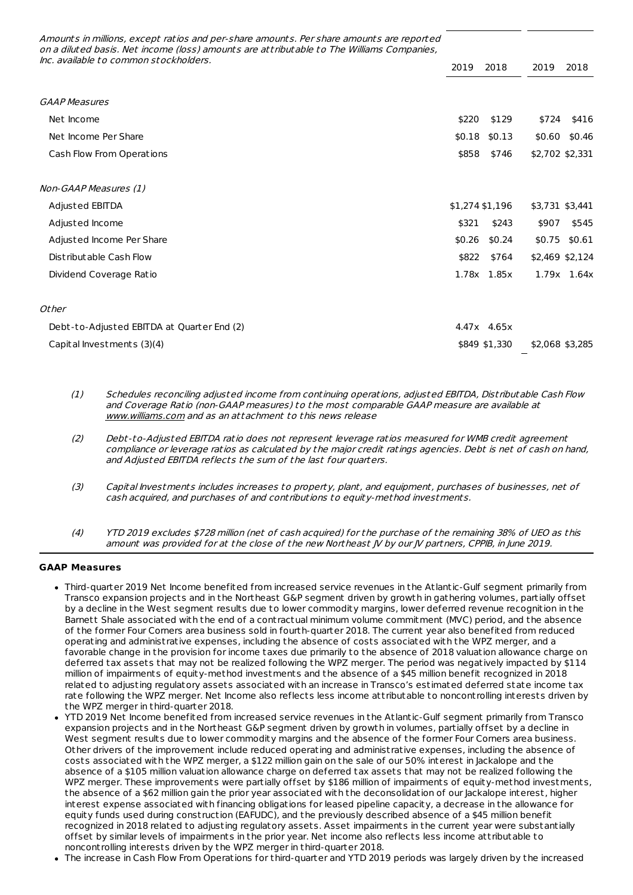| Amounts in millions, except ratios and per-share amounts. Per share amounts are reported on a diluted basis. Net income (loss) amounts are attributable to The Williams Companies, Inc. available to common stockholders. | 2019 | 2018 | 2019 | 2018 |
|---|---|---|---|---|
| *GAAP Measures* | | | | |
| Net Income | $220 | $129 | $724 | $416 |
| Net Income Per Share | $0.18 | $0.13 | $0.60 | $0.46 |
| Cash Flow From Operations | $858 | $746 | $2,702 | $2,331 |
| *Non-GAAP Measures (1)* | | | | |
| Adjusted EBITDA | $1,274 | $1,196 | $3,731 | $3,441 |
| Adjusted Income | $321 | $243 | $907 | $545 |
| Adjusted Income Per Share | $0.26 | $0.24 | $0.75 | $0.61 |
| Distributable Cash Flow | $822 | $764 | $2,469 | $2,124 |
| Dividend Coverage Ratio | 1.78x | 1.85x | 1.79x | 1.64x |
| *Other* | | | | |
| Debt-to-Adjusted EBITDA at Quarter End (2) | 4.47x | 4.65x | | |
| Capital Investments (3)(4) | $849 | $1,330 | $2,068 | $3,285 |

(1) *Schedules reconciling adjusted income from continuing operations, adjusted EBITDA, Distributable Cash Flow and Coverage Ratio (non-GAAP measures) to the most comparable GAAP measure are available at www.williams.com and as an attachment to this news release*

(2) *Debt-to-Adjusted EBITDA ratio does not represent leverage ratios measured for WMB credit agreement compliance or leverage ratios as calculated by the major credit ratings agencies. Debt is net of cash on hand, and Adjusted EBITDA reflects the sum of the last four quarters.*

(3) *Capital Investments includes increases to property, plant, and equipment, purchases of businesses, net of cash acquired, and purchases of and contributions to equity-method investments.*

(4) *YTD 2019 excludes $728 million (net of cash acquired) for the purchase of the remaining 38% of UEO as this amount was provided for at the close of the new Northeast JV by our JV partners, CPPIB, in June 2019.*

**GAAP Measures**

- Third-quarter 2019 Net Income benefited from increased service revenues in the Atlantic-Gulf segment primarily from Transco expansion projects and in the Northeast G&P segment driven by growth in gathering volumes, partially offset by a decline in the West segment results due to lower commodity margins, lower deferred revenue recognition in the Barnett Shale associated with the end of a contractual minimum volume commitment (MVC) period, and the absence of the former Four Corners area business sold in fourth-quarter 2018. The current year also benefited from reduced operating and administrative expenses, including the absence of costs associated with the WPZ merger, and a favorable change in the provision for income taxes due primarily to the absence of 2018 valuation allowance charge on deferred tax assets that may not be realized following the WPZ merger. The period was negatively impacted by $114 million of impairments of equity-method investments and the absence of a $45 million benefit recognized in 2018 related to adjusting regulatory assets associated with an increase in Transco's estimated deferred state income tax rate following the WPZ merger. Net Income also reflects less income attributable to noncontrolling interests driven by the WPZ merger in third-quarter 2018.
- YTD 2019 Net Income benefited from increased service revenues in the Atlantic-Gulf segment primarily from Transco expansion projects and in the Northeast G&P segment driven by growth in volumes, partially offset by a decline in West segment results due to lower commodity margins and the absence of the former Four Corners area business. Other drivers of the improvement include reduced operating and administrative expenses, including the absence of costs associated with the WPZ merger, a $122 million gain on the sale of our 50% interest in Jackalope and the absence of a $105 million valuation allowance charge on deferred tax assets that may not be realized following the WPZ merger. These improvements were partially offset by $186 million of impairments of equity-method investments, the absence of a $62 million gain the prior year associated with the deconsolidation of our Jackalope interest, higher interest expense associated with financing obligations for leased pipeline capacity, a decrease in the allowance for equity funds used during construction (EAFUDC), and the previously described absence of a $45 million benefit recognized in 2018 related to adjusting regulatory assets. Asset impairments in the current year were substantially offset by similar levels of impairments in the prior year. Net income also reflects less income attributable to noncontrolling interests driven by the WPZ merger in third-quarter 2018.
- The increase in Cash Flow From Operations for third-quarter and YTD 2019 periods was largely driven by the increased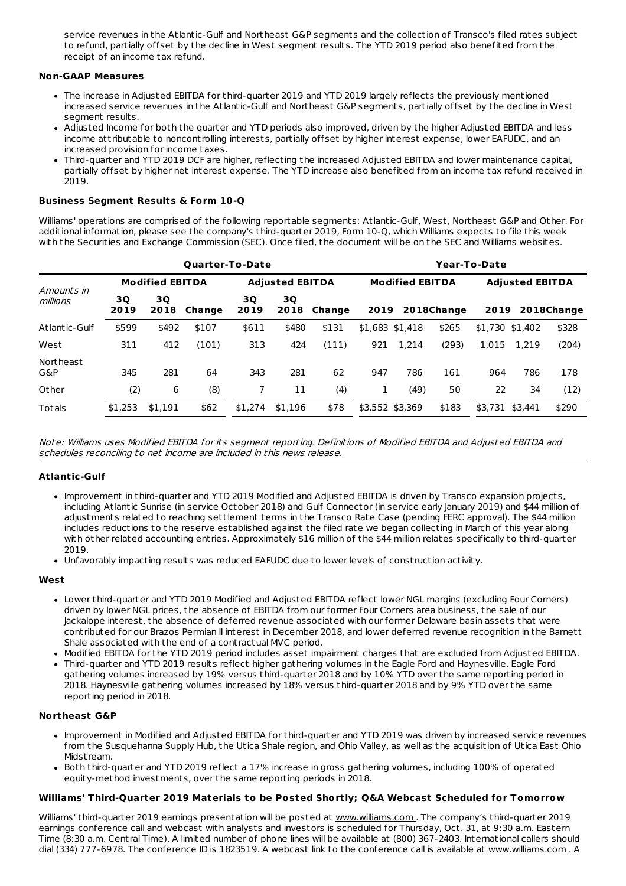service revenues in the Atlantic-Gulf and Northeast G&P segments and the collection of Transco's filed rates subject to refund, partially offset by the decline in West segment results. The YTD 2019 period also benefited from the receipt of an income tax refund.

**Non-GAAP Measures**

- The increase in Adjusted EBITDA for third-quarter 2019 and YTD 2019 largely reflects the previously mentioned increased service revenues in the Atlantic-Gulf and Northeast G&P segments, partially offset by the decline in West segment results.
- Adjusted Income for both the quarter and YTD periods also improved, driven by the higher Adjusted EBITDA and less income attributable to noncontrolling interests, partially offset by higher interest expense, lower EAFUDC, and an increased provision for income taxes.
- Third-quarter and YTD 2019 DCF are higher, reflecting the increased Adjusted EBITDA and lower maintenance capital, partially offset by higher net interest expense. The YTD increase also benefited from an income tax refund received in 2019.

**Business Segment Results & Form 10-Q**

Williams' operations are comprised of the following reportable segments: Atlantic-Gulf, West, Northeast G&P and Other. For additional information, please see the company's third-quarter 2019, Form 10-Q, which Williams expects to file this week with the Securities and Exchange Commission (SEC). Once filed, the document will be on the SEC and Williams websites.

| | Quarter-To-Date | | | | | | Year-To-Date | | | | | |
|---|---|---|---|---|---|---|---|---|---|---|---|---|
| | Modified EBITDA | | | Adjusted EBITDA | | | Modified EBITDA | | | Adjusted EBITDA | | |
| *Amounts in millions* | 3Q 2019 | 3Q 2018 | Change | 3Q 2019 | 3Q 2018 | Change | 2019 | 2018 | Change | 2019 | 2018 | Change |
| Atlantic-Gulf | $599 | $492 | $107 | $611 | $480 | $131 | $1,683 | $1,418 | $265 | $1,730 | $1,402 | $328 |
| West | 311 | 412 | (101) | 313 | 424 | (111) | 921 | 1,214 | (293) | 1,015 | 1,219 | (204) |
| Northeast G&P | 345 | 281 | 64 | 343 | 281 | 62 | 947 | 786 | 161 | 964 | 786 | 178 |
| Other | (2) | 6 | (8) | 7 | 11 | (4) | 1 | (49) | 50 | 22 | 34 | (12) |
| Totals | $1,253 | $1,191 | $62 | $1,274 | $1,196 | $78 | $3,552 | $3,369 | $183 | $3,731 | $3,441 | $290 |

*Note: Williams uses Modified EBITDA for its segment reporting. Definitions of Modified EBITDA and Adjusted EBITDA and schedules reconciling to net income are included in this news release.*

**Atlantic-Gulf**

- Improvement in third-quarter and YTD 2019 Modified and Adjusted EBITDA is driven by Transco expansion projects, including Atlantic Sunrise (in service October 2018) and Gulf Connector (in service early January 2019) and $44 million of adjustments related to reaching settlement terms in the Transco Rate Case (pending FERC approval). The $44 million includes reductions to the reserve established against the filed rate we began collecting in March of this year along with other related accounting entries. Approximately $16 million of the $44 million relates specifically to third-quarter 2019.
- Unfavorably impacting results was reduced EAFUDC due to lower levels of construction activity.

**West**

- Lower third-quarter and YTD 2019 Modified and Adjusted EBITDA reflect lower NGL margins (excluding Four Corners) driven by lower NGL prices, the absence of EBITDA from our former Four Corners area business, the sale of our Jackalope interest, the absence of deferred revenue associated with our former Delaware basin assets that were contributed for our Brazos Permian II interest in December 2018, and lower deferred revenue recognition in the Barnett Shale associated with the end of a contractual MVC period.
- Modified EBITDA for the YTD 2019 period includes asset impairment charges that are excluded from Adjusted EBITDA.
- Third-quarter and YTD 2019 results reflect higher gathering volumes in the Eagle Ford and Haynesville. Eagle Ford gathering volumes increased by 19% versus third-quarter 2018 and by 10% YTD over the same reporting period in 2018. Haynesville gathering volumes increased by 18% versus third-quarter 2018 and by 9% YTD over the same reporting period in 2018.

**Northeast G&P**

- Improvement in Modified and Adjusted EBITDA for third-quarter and YTD 2019 was driven by increased service revenues from the Susquehanna Supply Hub, the Utica Shale region, and Ohio Valley, as well as the acquisition of Utica East Ohio Midstream.
- Both third-quarter and YTD 2019 reflect a 17% increase in gross gathering volumes, including 100% of operated equity-method investments, over the same reporting periods in 2018.

**Williams' Third-Quarter 2019 Materials to be Posted Shortly; Q&A Webcast Scheduled for Tomorrow**

Williams' third-quarter 2019 earnings presentation will be posted at www.williams.com. The company's third-quarter 2019 earnings conference call and webcast with analysts and investors is scheduled for Thursday, Oct. 31, at 9:30 a.m. Eastern Time (8:30 a.m. Central Time). A limited number of phone lines will be available at (800) 367-2403. International callers should dial (334) 777-6978. The conference ID is 1823519. A webcast link to the conference call is available at www.williams.com. A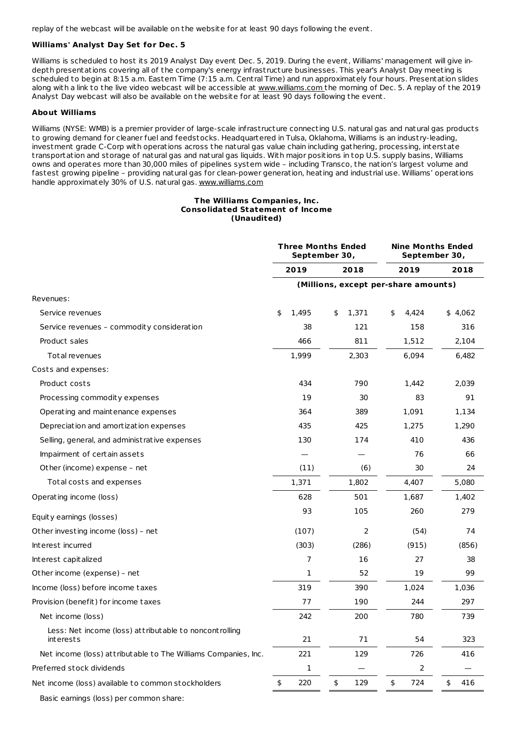replay of the webcast will be available on the website for at least 90 days following the event.

**Williams' Analyst Day Set for Dec. 5**

Williams is scheduled to host its 2019 Analyst Day event Dec. 5, 2019. During the event, Williams' management will give in-depth presentations covering all of the company's energy infrastructure businesses. This year's Analyst Day meeting is scheduled to begin at 8:15 a.m. Eastern Time (7:15 a.m. Central Time) and run approximately four hours. Presentation slides along with a link to the live video webcast will be accessible at www.williams.com the morning of Dec. 5. A replay of the 2019 Analyst Day webcast will also be available on the website for at least 90 days following the event.

**About Williams**

Williams (NYSE: WMB) is a premier provider of large-scale infrastructure connecting U.S. natural gas and natural gas products to growing demand for cleaner fuel and feedstocks. Headquartered in Tulsa, Oklahoma, Williams is an industry-leading, investment grade C-Corp with operations across the natural gas value chain including gathering, processing, interstate transportation and storage of natural gas and natural gas liquids. With major positions in top U.S. supply basins, Williams owns and operates more than 30,000 miles of pipelines system wide – including Transco, the nation's largest volume and fastest growing pipeline – providing natural gas for clean-power generation, heating and industrial use. Williams' operations handle approximately 30% of U.S. natural gas. www.williams.com

**The Williams Companies, Inc.**
**Consolidated Statement of Income**
**(Unaudited)**

| | Three Months Ended September 30, | | Nine Months Ended September 30, | |
|---|---|---|---|---|
| | 2019 | 2018 | 2019 | 2018 |
| | (Millions, except per-share amounts) | | | |
| Revenues: | | | | |
| Service revenues | $ 1,495 | $ 1,371 | $ 4,424 | $ 4,062 |
| Service revenues – commodity consideration | 38 | 121 | 158 | 316 |
| Product sales | 466 | 811 | 1,512 | 2,104 |
| Total revenues | 1,999 | 2,303 | 6,094 | 6,482 |
| Costs and expenses: | | | | |
| Product costs | 434 | 790 | 1,442 | 2,039 |
| Processing commodity expenses | 19 | 30 | 83 | 91 |
| Operating and maintenance expenses | 364 | 389 | 1,091 | 1,134 |
| Depreciation and amortization expenses | 435 | 425 | 1,275 | 1,290 |
| Selling, general, and administrative expenses | 130 | 174 | 410 | 436 |
| Impairment of certain assets | — | — | 76 | 66 |
| Other (income) expense – net | (11) | (6) | 30 | 24 |
| Total costs and expenses | 1,371 | 1,802 | 4,407 | 5,080 |
| Operating income (loss) | 628 | 501 | 1,687 | 1,402 |
| Equity earnings (losses) | 93 | 105 | 260 | 279 |
| Other investing income (loss) – net | (107) | 2 | (54) | 74 |
| Interest incurred | (303) | (286) | (915) | (856) |
| Interest capitalized | 7 | 16 | 27 | 38 |
| Other income (expense) – net | 1 | 52 | 19 | 99 |
| Income (loss) before income taxes | 319 | 390 | 1,024 | 1,036 |
| Provision (benefit) for income taxes | 77 | 190 | 244 | 297 |
| Net income (loss) | 242 | 200 | 780 | 739 |
| Less: Net income (loss) attributable to noncontrolling interests | 21 | 71 | 54 | 323 |
| Net income (loss) attributable to The Williams Companies, Inc. | 221 | 129 | 726 | 416 |
| Preferred stock dividends | 1 | — | 2 | — |
| Net income (loss) available to common stockholders | $ 220 | $ 129 | $ 724 | $ 416 |
| Basic earnings (loss) per common share: | | | | |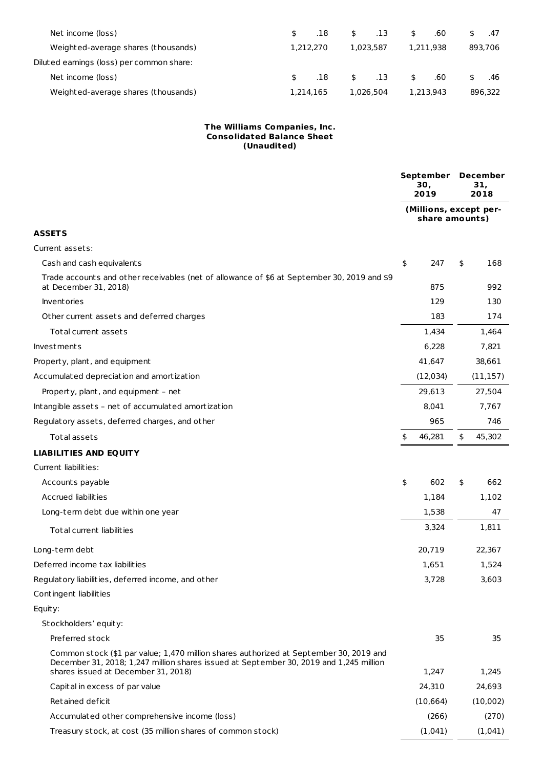| | | | | |
|---|---|---|---|---|
| Net income (loss) | $ .18 | $ .13 | $ .60 | $ .47 |
| Weighted-average shares (thousands) | 1,212,270 | 1,023,587 | 1,211,938 | 893,706 |
| Diluted earnings (loss) per common share: | | | | |
| Net income (loss) | $ .18 | $ .13 | $ .60 | $ .46 |
| Weighted-average shares (thousands) | 1,214,165 | 1,026,504 | 1,213,943 | 896,322 |

**The Williams Companies, Inc.**
**Consolidated Balance Sheet**
**(Unaudited)**

| | September 30, 2019 | December 31, 2018 |
|---|---|---|
| | (Millions, except per-share amounts) | |
| **ASSETS** | | |
| Current assets: | | |
| Cash and cash equivalents | $ 247 | $ 168 |
| Trade accounts and other receivables (net of allowance of $6 at September 30, 2019 and $9 at December 31, 2018) | 875 | 992 |
| Inventories | 129 | 130 |
| Other current assets and deferred charges | 183 | 174 |
| Total current assets | 1,434 | 1,464 |
| Investments | 6,228 | 7,821 |
| Property, plant, and equipment | 41,647 | 38,661 |
| Accumulated depreciation and amortization | (12,034) | (11,157) |
| Property, plant, and equipment – net | 29,613 | 27,504 |
| Intangible assets – net of accumulated amortization | 8,041 | 7,767 |
| Regulatory assets, deferred charges, and other | 965 | 746 |
| Total assets | $ 46,281 | $ 45,302 |
| **LIABILITIES AND EQUITY** | | |
| Current liabilities: | | |
| Accounts payable | $ 602 | $ 662 |
| Accrued liabilities | 1,184 | 1,102 |
| Long-term debt due within one year | 1,538 | 47 |
| Total current liabilities | 3,324 | 1,811 |
| Long-term debt | 20,719 | 22,367 |
| Deferred income tax liabilities | 1,651 | 1,524 |
| Regulatory liabilities, deferred income, and other | 3,728 | 3,603 |
| Contingent liabilities | | |
| Equity: | | |
| Stockholders' equity: | | |
| Preferred stock | 35 | 35 |
| Common stock ($1 par value; 1,470 million shares authorized at September 30, 2019 and December 31, 2018; 1,247 million shares issued at September 30, 2019 and 1,245 million shares issued at December 31, 2018) | 1,247 | 1,245 |
| Capital in excess of par value | 24,310 | 24,693 |
| Retained deficit | (10,664) | (10,002) |
| Accumulated other comprehensive income (loss) | (266) | (270) |
| Treasury stock, at cost (35 million shares of common stock) | (1,041) | (1,041) |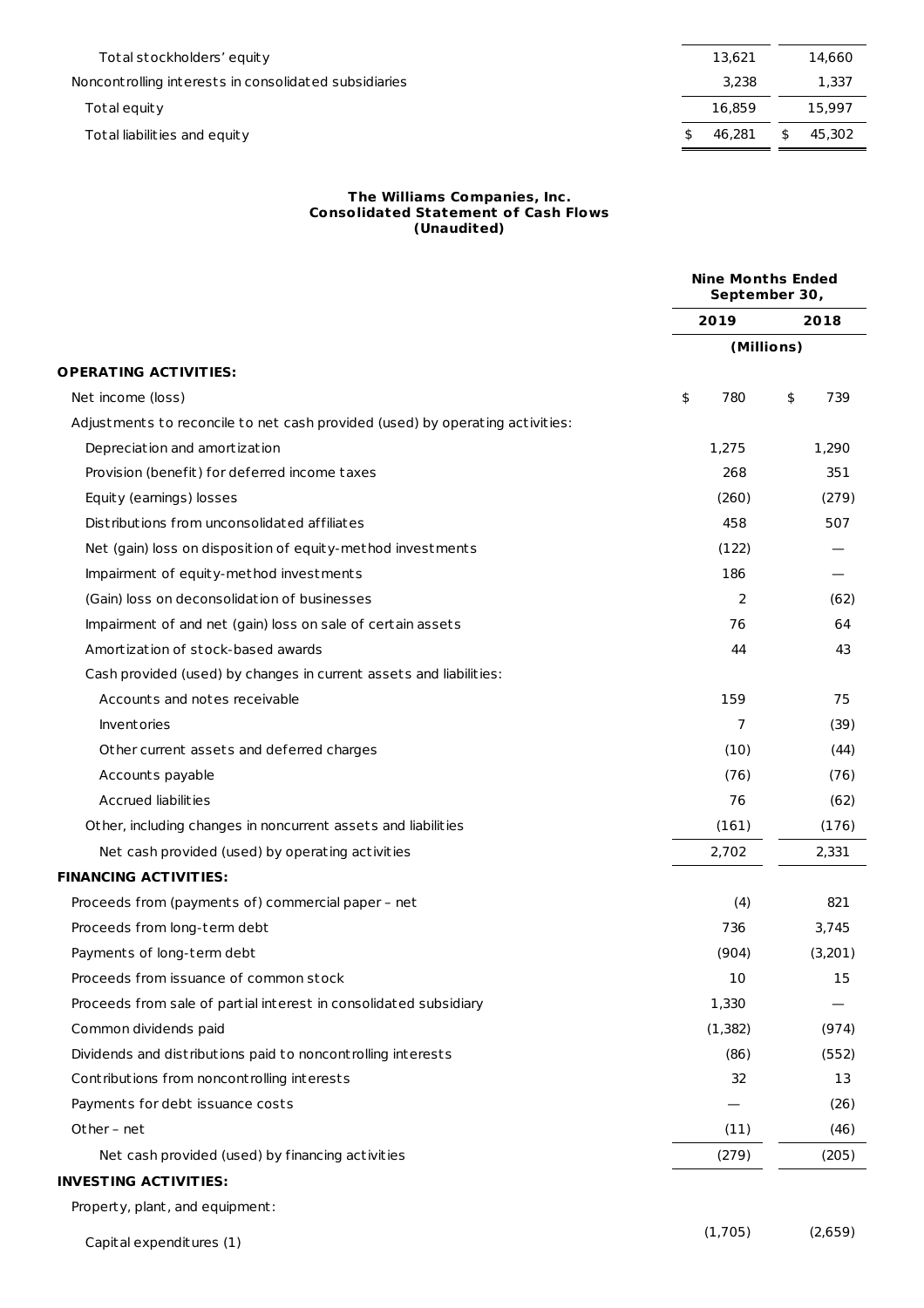| | | |
|---|---|---|
| Total stockholders' equity | 13,621 | 14,660 |
| Noncontrolling interests in consolidated subsidiaries | 3,238 | 1,337 |
| Total equity | 16,859 | 15,997 |
| Total liabilities and equity | $ 46,281 | $ 45,302 |

**The Williams Companies, Inc.**
**Consolidated Statement of Cash Flows**
**(Unaudited)**

| | Nine Months Ended September 30, | |
|---|---|---|
| | **2019** | **2018** |
| | (Millions) | |
| **OPERATING ACTIVITIES:** | | |
| Net income (loss) | $ 780 | $ 739 |
| Adjustments to reconcile to net cash provided (used) by operating activities: | | |
| Depreciation and amortization | 1,275 | 1,290 |
| Provision (benefit) for deferred income taxes | 268 | 351 |
| Equity (earnings) losses | (260) | (279) |
| Distributions from unconsolidated affiliates | 458 | 507 |
| Net (gain) loss on disposition of equity-method investments | (122) | — |
| Impairment of equity-method investments | 186 | — |
| (Gain) loss on deconsolidation of businesses | 2 | (62) |
| Impairment of and net (gain) loss on sale of certain assets | 76 | 64 |
| Amortization of stock-based awards | 44 | 43 |
| Cash provided (used) by changes in current assets and liabilities: | | |
| Accounts and notes receivable | 159 | 75 |
| Inventories | 7 | (39) |
| Other current assets and deferred charges | (10) | (44) |
| Accounts payable | (76) | (76) |
| Accrued liabilities | 76 | (62) |
| Other, including changes in noncurrent assets and liabilities | (161) | (176) |
| Net cash provided (used) by operating activities | 2,702 | 2,331 |
| **FINANCING ACTIVITIES:** | | |
| Proceeds from (payments of) commercial paper – net | (4) | 821 |
| Proceeds from long-term debt | 736 | 3,745 |
| Payments of long-term debt | (904) | (3,201) |
| Proceeds from issuance of common stock | 10 | 15 |
| Proceeds from sale of partial interest in consolidated subsidiary | 1,330 | — |
| Common dividends paid | (1,382) | (974) |
| Dividends and distributions paid to noncontrolling interests | (86) | (552) |
| Contributions from noncontrolling interests | 32 | 13 |
| Payments for debt issuance costs | — | (26) |
| Other – net | (11) | (46) |
| Net cash provided (used) by financing activities | (279) | (205) |
| **INVESTING ACTIVITIES:** | | |
| Property, plant, and equipment: | | |
| Capital expenditures (1) | (1,705) | (2,659) |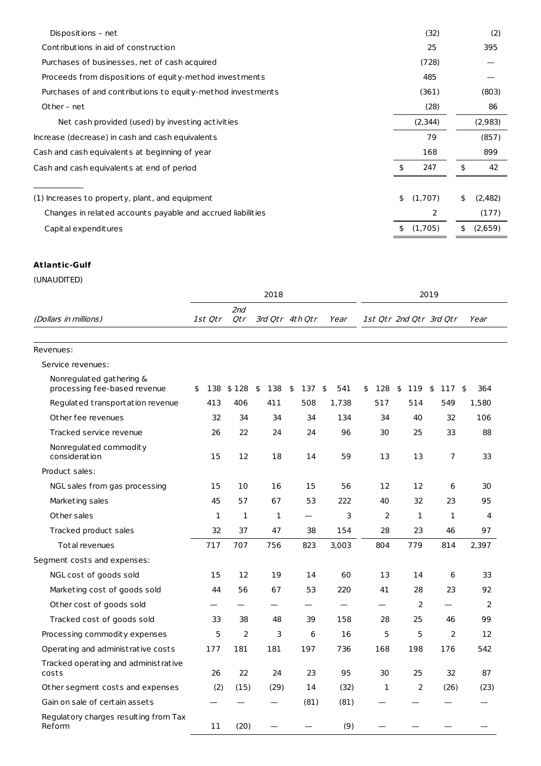| | | |
|---|---|---|
| Dispositions – net | (32) | (2) |
| Contributions in aid of construction | 25 | 395 |
| Purchases of businesses, net of cash acquired | (728) | — |
| Proceeds from dispositions of equity-method investments | 485 | — |
| Purchases of and contributions to equity-method investments | (361) | (803) |
| Other – net | (28) | 86 |
| Net cash provided (used) by investing activities | (2,344) | (2,983) |
| Increase (decrease) in cash and cash equivalents | 79 | (857) |
| Cash and cash equivalents at beginning of year | 168 | 899 |
| Cash and cash equivalents at end of period | $ 247 | $ 42 |

| | | |
|---|---|---|
| (1) Increases to property, plant, and equipment | $ (1,707) | $ (2,482) |
| Changes in related accounts payable and accrued liabilities | 2 | (177) |
| Capital expenditures | $ (1,705) | $ (2,659) |

**Atlantic-Gulf**

(UNAUDITED)

| *(Dollars in millions)* | 2018 *1st Qtr* | *2nd Qtr* | *3rd Qtr* | *4th Qtr* | *Year* | 2019 *1st Qtr* | *2nd Qtr* | *3rd Qtr* | *Year* |
|---|---|---|---|---|---|---|---|---|---|
| Revenues: | | | | | | | | | |
| Service revenues: | | | | | | | | | |
| Nonregulated gathering & processing fee-based revenue | $ 138 | $ 128 | $ 138 | $ 137 | $ 541 | $ 128 | $ 119 | $ 117 | $ 364 |
| Regulated transportation revenue | 413 | 406 | 411 | 508 | 1,738 | 517 | 514 | 549 | 1,580 |
| Other fee revenues | 32 | 34 | 34 | 34 | 134 | 34 | 40 | 32 | 106 |
| Tracked service revenue | 26 | 22 | 24 | 24 | 96 | 30 | 25 | 33 | 88 |
| Nonregulated commodity consideration | 15 | 12 | 18 | 14 | 59 | 13 | 13 | 7 | 33 |
| Product sales: | | | | | | | | | |
| NGL sales from gas processing | 15 | 10 | 16 | 15 | 56 | 12 | 12 | 6 | 30 |
| Marketing sales | 45 | 57 | 67 | 53 | 222 | 40 | 32 | 23 | 95 |
| Other sales | 1 | 1 | 1 | — | 3 | 2 | 1 | 1 | 4 |
| Tracked product sales | 32 | 37 | 47 | 38 | 154 | 28 | 23 | 46 | 97 |
| Total revenues | 717 | 707 | 756 | 823 | 3,003 | 804 | 779 | 814 | 2,397 |
| Segment costs and expenses: | | | | | | | | | |
| NGL cost of goods sold | 15 | 12 | 19 | 14 | 60 | 13 | 14 | 6 | 33 |
| Marketing cost of goods sold | 44 | 56 | 67 | 53 | 220 | 41 | 28 | 23 | 92 |
| Other cost of goods sold | — | — | — | — | — | — | 2 | — | 2 |
| Tracked cost of goods sold | 33 | 38 | 48 | 39 | 158 | 28 | 25 | 46 | 99 |
| Processing commodity expenses | 5 | 2 | 3 | 6 | 16 | 5 | 5 | 2 | 12 |
| Operating and administrative costs | 177 | 181 | 181 | 197 | 736 | 168 | 198 | 176 | 542 |
| Tracked operating and administrative costs | 26 | 22 | 24 | 23 | 95 | 30 | 25 | 32 | 87 |
| Other segment costs and expenses | (2) | (15) | (29) | 14 | (32) | 1 | 2 | (26) | (23) |
| Gain on sale of certain assets | — | — | — | (81) | (81) | — | — | — | — |
| Regulatory charges resulting from Tax Reform | 11 | (20) | — | — | (9) | — | — | — | — |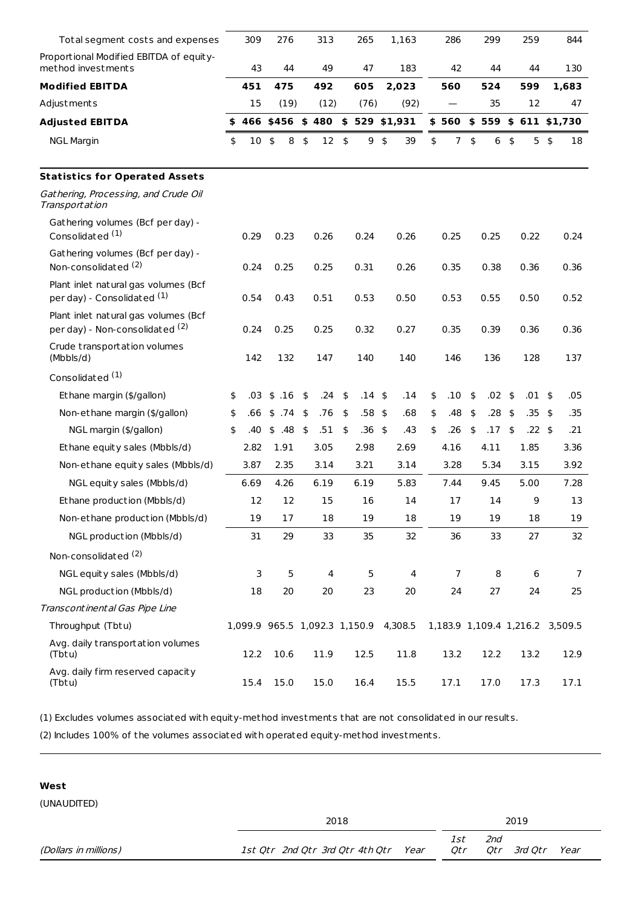| | 2018 | | | | | 2019 | | | |
|---|---|---|---|---|---|---|---|---|---|
| | 1st Qtr | 2nd Qtr | 3rd Qtr | 4th Qtr | Year | 1st Qtr | 2nd Qtr | 3rd Qtr | Year |
| Total segment costs and expenses | 309 | 276 | 313 | 265 | 1,163 | 286 | 299 | 259 | 844 |
| Proportional Modified EBITDA of equity-method investments | 43 | 44 | 49 | 47 | 183 | 42 | 44 | 44 | 130 |
| **Modified EBITDA** | **451** | **475** | **492** | **605** | **2,023** | **560** | **524** | **599** | **1,683** |
| Adjustments | 15 | (19) | (12) | (76) | (92) | — | 35 | 12 | 47 |
| **Adjusted EBITDA** | **$ 466** | **$456** | **$ 480** | **$ 529** | **$1,931** | **$ 560** | **$ 559** | **$ 611** | **$1,730** |
| NGL Margin | $ 10 | $ 8 | $ 12 | $ 9 | $ 39 | $ 7 | $ 6 | $ 5 | $ 18 |
| **Statistics for Operated Assets** | | | | | | | | | |
| *Gathering, Processing, and Crude Oil Transportation* | | | | | | | | | |
| Gathering volumes (Bcf per day) - Consolidated (1) | 0.29 | 0.23 | 0.26 | 0.24 | 0.26 | 0.25 | 0.25 | 0.22 | 0.24 |
| Gathering volumes (Bcf per day) - Non-consolidated (2) | 0.24 | 0.25 | 0.25 | 0.31 | 0.26 | 0.35 | 0.38 | 0.36 | 0.36 |
| Plant inlet natural gas volumes (Bcf per day) - Consolidated (1) | 0.54 | 0.43 | 0.51 | 0.53 | 0.50 | 0.53 | 0.55 | 0.50 | 0.52 |
| Plant inlet natural gas volumes (Bcf per day) - Non-consolidated (2) | 0.24 | 0.25 | 0.25 | 0.32 | 0.27 | 0.35 | 0.39 | 0.36 | 0.36 |
| Crude transportation volumes (Mbbls/d) | 142 | 132 | 147 | 140 | 140 | 146 | 136 | 128 | 137 |
| Consolidated (1) | | | | | | | | | |
| Ethane margin ($/gallon) | $ .03 | $ .16 | $ .24 | $ .14 | $ .14 | $ .10 | $ .02 | $ .01 | $ .05 |
| Non-ethane margin ($/gallon) | $ .66 | $ .74 | $ .76 | $ .58 | $ .68 | $ .48 | $ .28 | $ .35 | $ .35 |
| NGL margin ($/gallon) | $ .40 | $ .48 | $ .51 | $ .36 | $ .43 | $ .26 | $ .17 | $ .22 | $ .21 |
| Ethane equity sales (Mbbls/d) | 2.82 | 1.91 | 3.05 | 2.98 | 2.69 | 4.16 | 4.11 | 1.85 | 3.36 |
| Non-ethane equity sales (Mbbls/d) | 3.87 | 2.35 | 3.14 | 3.21 | 3.14 | 3.28 | 5.34 | 3.15 | 3.92 |
| NGL equity sales (Mbbls/d) | 6.69 | 4.26 | 6.19 | 6.19 | 5.83 | 7.44 | 9.45 | 5.00 | 7.28 |
| Ethane production (Mbbls/d) | 12 | 12 | 15 | 16 | 14 | 17 | 14 | 9 | 13 |
| Non-ethane production (Mbbls/d) | 19 | 17 | 18 | 19 | 18 | 19 | 19 | 18 | 19 |
| NGL production (Mbbls/d) | 31 | 29 | 33 | 35 | 32 | 36 | 33 | 27 | 32 |
| Non-consolidated (2) | | | | | | | | | |
| NGL equity sales (Mbbls/d) | 3 | 5 | 4 | 5 | 4 | 7 | 8 | 6 | 7 |
| NGL production (Mbbls/d) | 18 | 20 | 20 | 23 | 20 | 24 | 27 | 24 | 25 |
| *Transcontinental Gas Pipe Line* | | | | | | | | | |
| Throughput (Tbtu) | 1,099.9 | 965.5 | 1,092.3 | 1,150.9 | 4,308.5 | 1,183.9 | 1,109.4 | 1,216.2 | 3,509.5 |
| Avg. daily transportation volumes (Tbtu) | 12.2 | 10.6 | 11.9 | 12.5 | 11.8 | 13.2 | 12.2 | 13.2 | 12.9 |
| Avg. daily firm reserved capacity (Tbtu) | 15.4 | 15.0 | 15.0 | 16.4 | 15.5 | 17.1 | 17.0 | 17.3 | 17.1 |

(1) Excludes volumes associated with equity-method investments that are not consolidated in our results.

(2) Includes 100% of the volumes associated with operated equity-method investments.

**West**

(UNAUDITED)

| | 2018 | | | | | 2019 | | | |
|---|---|---|---|---|---|---|---|---|---|
| *(Dollars in millions)* | *1st Qtr* | *2nd Qtr* | *3rd Qtr* | *4th Qtr* | *Year* | *1st Qtr* | *2nd Qtr* | *3rd Qtr* | *Year* |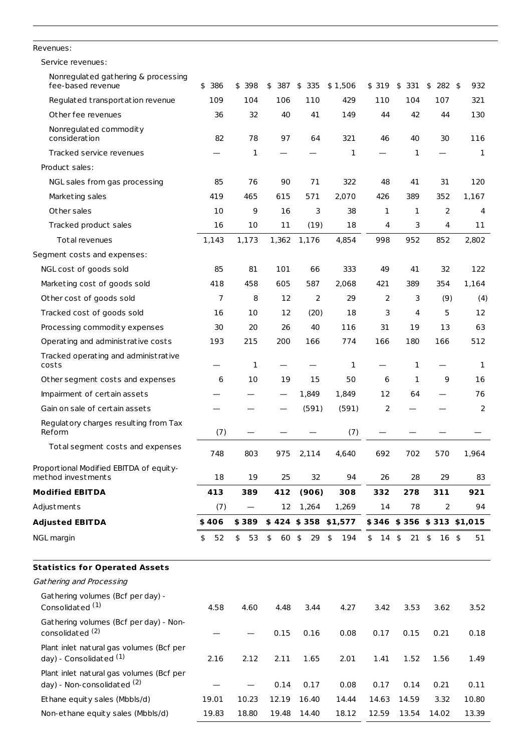| | | | | | | | | | |
|---|---|---|---|---|---|---|---|---|---|
| Revenues: | | | | | | | | | |
| Service revenues: | | | | | | | | | |
| Nonregulated gathering & processing fee-based revenue | $ 386 | $ 398 | $ 387 | $ 335 | $ 1,506 | $ 319 | $ 331 | $ 282 | $ 932 |
| Regulated transportation revenue | 109 | 104 | 106 | 110 | 429 | 110 | 104 | 107 | 321 |
| Other fee revenues | 36 | 32 | 40 | 41 | 149 | 44 | 42 | 44 | 130 |
| Nonregulated commodity consideration | 82 | 78 | 97 | 64 | 321 | 46 | 40 | 30 | 116 |
| Tracked service revenues | — | 1 | — | — | 1 | — | 1 | — | 1 |
| Product sales: | | | | | | | | | |
| NGL sales from gas processing | 85 | 76 | 90 | 71 | 322 | 48 | 41 | 31 | 120 |
| Marketing sales | 419 | 465 | 615 | 571 | 2,070 | 426 | 389 | 352 | 1,167 |
| Other sales | 10 | 9 | 16 | 3 | 38 | 1 | 1 | 2 | 4 |
| Tracked product sales | 16 | 10 | 11 | (19) | 18 | 4 | 3 | 4 | 11 |
| Total revenues | 1,143 | 1,173 | 1,362 | 1,176 | 4,854 | 998 | 952 | 852 | 2,802 |
| Segment costs and expenses: | | | | | | | | | |
| NGL cost of goods sold | 85 | 81 | 101 | 66 | 333 | 49 | 41 | 32 | 122 |
| Marketing cost of goods sold | 418 | 458 | 605 | 587 | 2,068 | 421 | 389 | 354 | 1,164 |
| Other cost of goods sold | 7 | 8 | 12 | 2 | 29 | 2 | 3 | (9) | (4) |
| Tracked cost of goods sold | 16 | 10 | 12 | (20) | 18 | 3 | 4 | 5 | 12 |
| Processing commodity expenses | 30 | 20 | 26 | 40 | 116 | 31 | 19 | 13 | 63 |
| Operating and administrative costs | 193 | 215 | 200 | 166 | 774 | 166 | 180 | 166 | 512 |
| Tracked operating and administrative costs | — | 1 | — | — | 1 | — | 1 | — | 1 |
| Other segment costs and expenses | 6 | 10 | 19 | 15 | 50 | 6 | 1 | 9 | 16 |
| Impairment of certain assets | — | — | — | 1,849 | 1,849 | 12 | 64 | — | 76 |
| Gain on sale of certain assets | — | — | — | (591) | (591) | 2 | — | — | 2 |
| Regulatory charges resulting from Tax Reform | (7) | — | — | — | (7) | — | — | — | — |
| Total segment costs and expenses | 748 | 803 | 975 | 2,114 | 4,640 | 692 | 702 | 570 | 1,964 |
| Proportional Modified EBITDA of equity-method investments | 18 | 19 | 25 | 32 | 94 | 26 | 28 | 29 | 83 |
| **Modified EBITDA** | **413** | **389** | **412** | **(906)** | **308** | **332** | **278** | **311** | **921** |
| Adjustments | (7) | — | 12 | 1,264 | 1,269 | 14 | 78 | 2 | 94 |
| **Adjusted EBITDA** | **$ 406** | **$ 389** | **$ 424** | **$ 358** | **$1,577** | **$ 346** | **$ 356** | **$ 313** | **$1,015** |
| NGL margin | $ 52 | $ 53 | $ 60 | $ 29 | $ 194 | $ 14 | $ 21 | $ 16 | $ 51 |
| **Statistics for Operated Assets** | | | | | | | | | |
| *Gathering and Processing* | | | | | | | | | |
| Gathering volumes (Bcf per day) - Consolidated [1] | 4.58 | 4.60 | 4.48 | 3.44 | 4.27 | 3.42 | 3.53 | 3.62 | 3.52 |
| Gathering volumes (Bcf per day) - Non-consolidated [2] | — | — | 0.15 | 0.16 | 0.08 | 0.17 | 0.15 | 0.21 | 0.18 |
| Plant inlet natural gas volumes (Bcf per day) - Consolidated [1] | 2.16 | 2.12 | 2.11 | 1.65 | 2.01 | 1.41 | 1.52 | 1.56 | 1.49 |
| Plant inlet natural gas volumes (Bcf per day) - Non-consolidated [2] | — | — | 0.14 | 0.17 | 0.08 | 0.17 | 0.14 | 0.21 | 0.11 |
| Ethane equity sales (Mbbls/d) | 19.01 | 10.23 | 12.19 | 16.40 | 14.44 | 14.63 | 14.59 | 3.32 | 10.80 |
| Non-ethane equity sales (Mbbls/d) | 19.83 | 18.80 | 19.48 | 14.40 | 18.12 | 12.59 | 13.54 | 14.02 | 13.39 |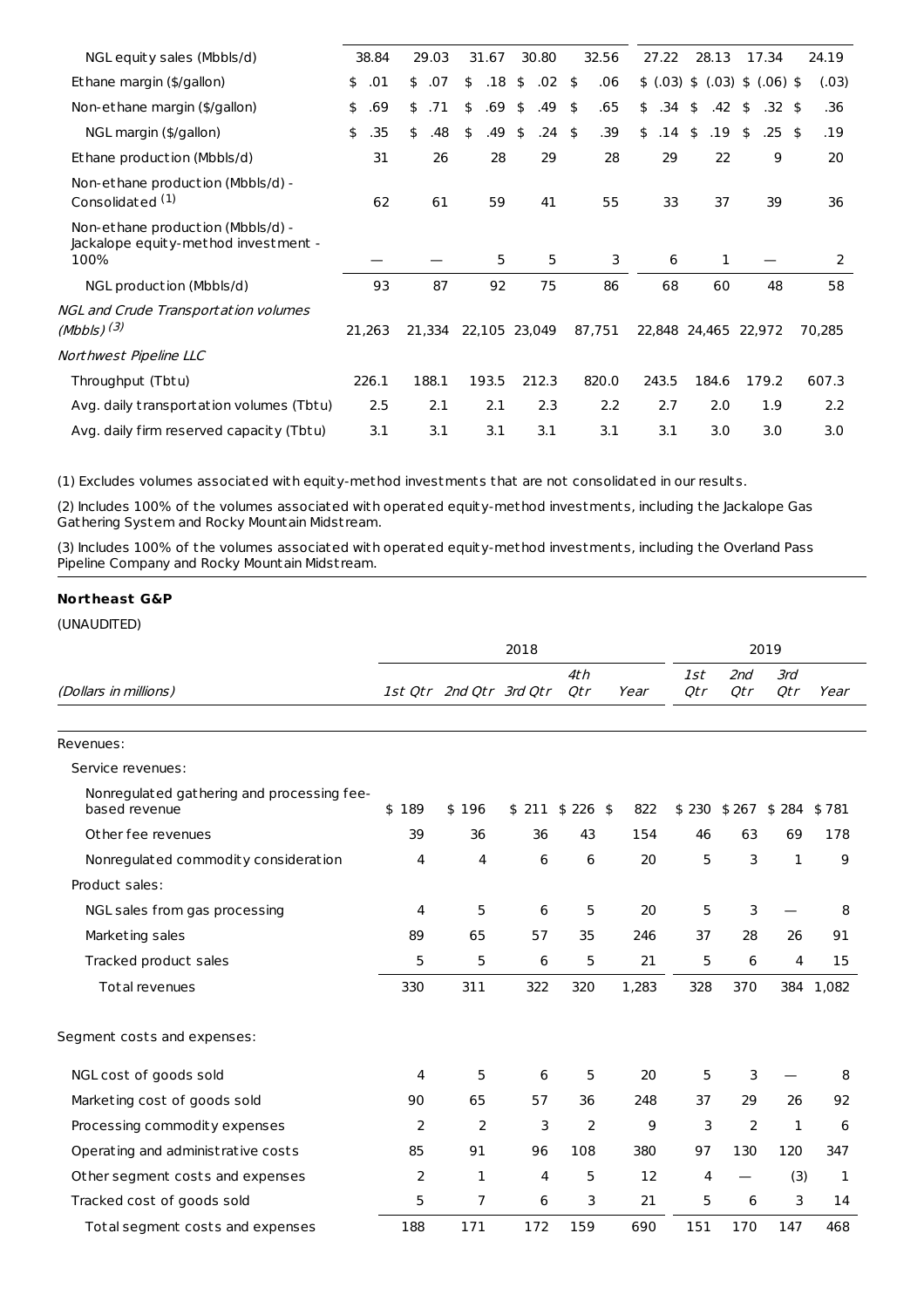| | | | | | | | | | |
|---|---|---|---|---|---|---|---|---|---|
| NGL equity sales (Mbbls/d) | 38.84 | 29.03 | 31.67 | 30.80 | 32.56 | 27.22 | 28.13 | 17.34 | 24.19 |
| Ethane margin ($/gallon) | $ .01 | $ .07 | $ .18 | $ .02 | $ .06 | $ (.03) | $ (.03) | $ (.06) | $ (.03) |
| Non-ethane margin ($/gallon) | $ .69 | $ .71 | $ .69 | $ .49 | $ .65 | $ .34 | $ .42 | $ .32 | $ .36 |
| NGL margin ($/gallon) | $ .35 | $ .48 | $ .49 | $ .24 | $ .39 | $ .14 | $ .19 | $ .25 | $ .19 |
| Ethane production (Mbbls/d) | 31 | 26 | 28 | 29 | 28 | 29 | 22 | 9 | 20 |
| Non-ethane production (Mbbls/d) - Consolidated (1) | 62 | 61 | 59 | 41 | 55 | 33 | 37 | 39 | 36 |
| Non-ethane production (Mbbls/d) - Jackalope equity-method investment - 100% | — | — | 5 | 5 | 3 | 6 | 1 | — | 2 |
| NGL production (Mbbls/d) | 93 | 87 | 92 | 75 | 86 | 68 | 60 | 48 | 58 |
| *NGL and Crude Transportation volumes (Mbbls) (3)* | 21,263 | 21,334 | 22,105 | 23,049 | 87,751 | 22,848 | 24,465 | 22,972 | 70,285 |
| *Northwest Pipeline LLC* | | | | | | | | | |
| Throughput (Tbtu) | 226.1 | 188.1 | 193.5 | 212.3 | 820.0 | 243.5 | 184.6 | 179.2 | 607.3 |
| Avg. daily transportation volumes (Tbtu) | 2.5 | 2.1 | 2.1 | 2.3 | 2.2 | 2.7 | 2.0 | 1.9 | 2.2 |
| Avg. daily firm reserved capacity (Tbtu) | 3.1 | 3.1 | 3.1 | 3.1 | 3.1 | 3.1 | 3.0 | 3.0 | 3.0 |

(1) Excludes volumes associated with equity-method investments that are not consolidated in our results.

(2) Includes 100% of the volumes associated with operated equity-method investments, including the Jackalope Gas Gathering System and Rocky Mountain Midstream.

(3) Includes 100% of the volumes associated with operated equity-method investments, including the Overland Pass Pipeline Company and Rocky Mountain Midstream.

**Northeast G&P**

(UNAUDITED)

| | 2018 | | | | | 2019 | | | |
|---|---|---|---|---|---|---|---|---|---|
| *(Dollars in millions)* | *1st Qtr* | *2nd Qtr* | *3rd Qtr* | *4th Qtr* | *Year* | *1st Qtr* | *2nd Qtr* | *3rd Qtr* | *Year* |
| Revenues: | | | | | | | | | |
| Service revenues: | | | | | | | | | |
| Nonregulated gathering and processing fee-based revenue | $ 189 | $ 196 | $ 211 | $ 226 | $ 822 | $ 230 | $ 267 | $ 284 | $ 781 |
| Other fee revenues | 39 | 36 | 36 | 43 | 154 | 46 | 63 | 69 | 178 |
| Nonregulated commodity consideration | 4 | 4 | 6 | 6 | 20 | 5 | 3 | 1 | 9 |
| Product sales: | | | | | | | | | |
| NGL sales from gas processing | 4 | 5 | 6 | 5 | 20 | 5 | 3 | — | 8 |
| Marketing sales | 89 | 65 | 57 | 35 | 246 | 37 | 28 | 26 | 91 |
| Tracked product sales | 5 | 5 | 6 | 5 | 21 | 5 | 6 | 4 | 15 |
| Total revenues | 330 | 311 | 322 | 320 | 1,283 | 328 | 370 | 384 | 1,082 |
| Segment costs and expenses: | | | | | | | | | |
| NGL cost of goods sold | 4 | 5 | 6 | 5 | 20 | 5 | 3 | — | 8 |
| Marketing cost of goods sold | 90 | 65 | 57 | 36 | 248 | 37 | 29 | 26 | 92 |
| Processing commodity expenses | 2 | 2 | 3 | 2 | 9 | 3 | 2 | 1 | 6 |
| Operating and administrative costs | 85 | 91 | 96 | 108 | 380 | 97 | 130 | 120 | 347 |
| Other segment costs and expenses | 2 | 1 | 4 | 5 | 12 | 4 | — | (3) | 1 |
| Tracked cost of goods sold | 5 | 7 | 6 | 3 | 21 | 5 | 6 | 3 | 14 |
| Total segment costs and expenses | 188 | 171 | 172 | 159 | 690 | 151 | 170 | 147 | 468 |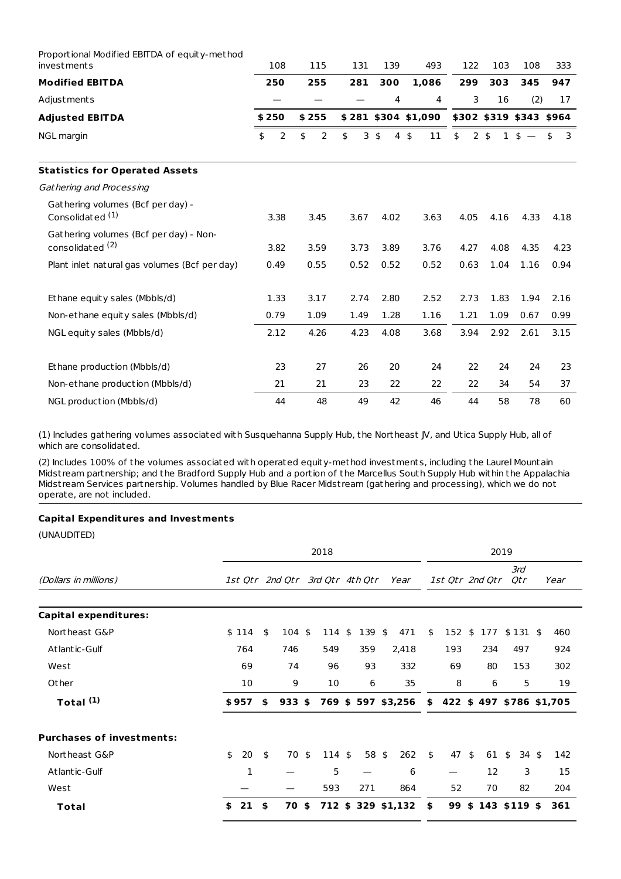| | | | | | | | | | |
|---|---|---|---|---|---|---|---|---|---|
| Proportional Modified EBITDA of equity-method investments | 108 | 115 | 131 | 139 | 493 | 122 | 103 | 108 | 333 |
| **Modified EBITDA** | **250** | **255** | **281** | **300** | **1,086** | **299** | **303** | **345** | **947** |
| Adjustments | — | — | — | 4 | 4 | 3 | 16 | (2) | 17 |
| **Adjusted EBITDA** | **$ 250** | **$ 255** | **$ 281** | **$ 304** | **$ 1,090** | **$ 302** | **$ 319** | **$ 343** | **$ 964** |
| NGL margin | $ 2 | $ 2 | $ 3 | $ 4 | $ 11 | $ 2 | $ 1 | $ — | $ 3 |
| | | | | | | | | | |
| **Statistics for Operated Assets** | | | | | | | | | |
| *Gathering and Processing* | | | | | | | | | |
| Gathering volumes (Bcf per day) - Consolidated [(1)] | 3.38 | 3.45 | 3.67 | 4.02 | 3.63 | 4.05 | 4.16 | 4.33 | 4.18 |
| Gathering volumes (Bcf per day) - Non-consolidated [(2)] | 3.82 | 3.59 | 3.73 | 3.89 | 3.76 | 4.27 | 4.08 | 4.35 | 4.23 |
| Plant inlet natural gas volumes (Bcf per day) | 0.49 | 0.55 | 0.52 | 0.52 | 0.52 | 0.63 | 1.04 | 1.16 | 0.94 |
| | | | | | | | | | |
| Ethane equity sales (Mbbls/d) | 1.33 | 3.17 | 2.74 | 2.80 | 2.52 | 2.73 | 1.83 | 1.94 | 2.16 |
| Non-ethane equity sales (Mbbls/d) | 0.79 | 1.09 | 1.49 | 1.28 | 1.16 | 1.21 | 1.09 | 0.67 | 0.99 |
| NGL equity sales (Mbbls/d) | 2.12 | 4.26 | 4.23 | 4.08 | 3.68 | 3.94 | 2.92 | 2.61 | 3.15 |
| | | | | | | | | | |
| Ethane production (Mbbls/d) | 23 | 27 | 26 | 20 | 24 | 22 | 24 | 24 | 23 |
| Non-ethane production (Mbbls/d) | 21 | 21 | 23 | 22 | 22 | 22 | 34 | 54 | 37 |
| NGL production (Mbbls/d) | 44 | 48 | 49 | 42 | 46 | 44 | 58 | 78 | 60 |

(1) Includes gathering volumes associated with Susquehanna Supply Hub, the Northeast JV, and Utica Supply Hub, all of which are consolidated.

(2) Includes 100% of the volumes associated with operated equity-method investments, including the Laurel Mountain Midstream partnership; and the Bradford Supply Hub and a portion of the Marcellus South Supply Hub within the Appalachia Midstream Services partnership. Volumes handled by Blue Racer Midstream (gathering and processing), which we do not operate, are not included.

**Capital Expenditures and Investments**

(UNAUDITED)

| | 2018 | | | | | 2019 | | | |
|---|---|---|---|---|---|---|---|---|---|
| *(Dollars in millions)* | *1st Qtr* | *2nd Qtr* | *3rd Qtr* | *4th Qtr* | *Year* | *1st Qtr* | *2nd Qtr* | *3rd Qtr* | *Year* |
| **Capital expenditures:** | | | | | | | | | |
| Northeast G&P | $ 114 | $ 104 | $ 114 | $ 139 | $ 471 | $ 152 | $ 177 | $ 131 | $ 460 |
| Atlantic-Gulf | 764 | 746 | 549 | 359 | 2,418 | 193 | 234 | 497 | 924 |
| West | 69 | 74 | 96 | 93 | 332 | 69 | 80 | 153 | 302 |
| Other | 10 | 9 | 10 | 6 | 35 | 8 | 6 | 5 | 19 |
| **Total [(1)]** | **$ 957** | **$ 933** | **$ 769** | **$ 597** | **$ 3,256** | **$ 422** | **$ 497** | **$ 786** | **$ 1,705** |
| | | | | | | | | | |
| **Purchases of investments:** | | | | | | | | | |
| Northeast G&P | $ 20 | $ 70 | $ 114 | $ 58 | $ 262 | $ 47 | $ 61 | $ 34 | $ 142 |
| Atlantic-Gulf | 1 | — | 5 | — | 6 | — | 12 | 3 | 15 |
| West | — | — | 593 | 271 | 864 | 52 | 70 | 82 | 204 |
| **Total** | **$ 21** | **$ 70** | **$ 712** | **$ 329** | **$ 1,132** | **$ 99** | **$ 143** | **$ 119** | **$ 361** |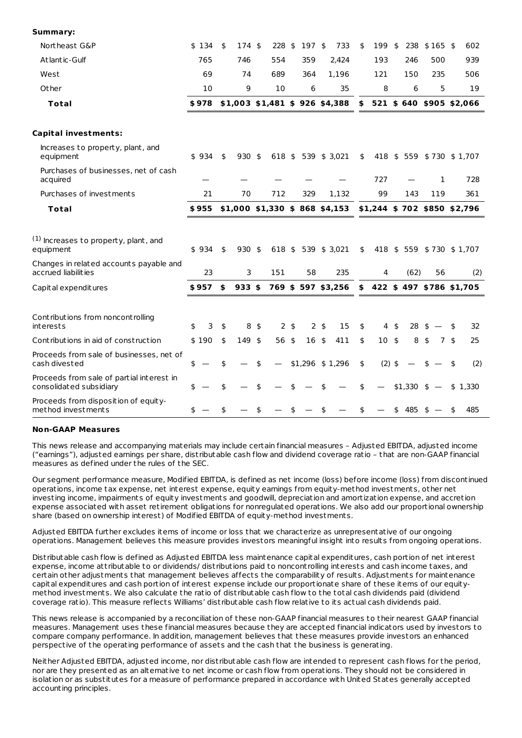| | | | | | | | | | |
|---|---|---|---|---|---|---|---|---|---|
| **Summary:** | | | | | | | | | |
| Northeast G&P | $ 134 | $ 174 | $ 228 | $ 197 | $ 733 | $ 199 | $ 238 | $ 165 | $ 602 |
| Atlantic-Gulf | 765 | 746 | 554 | 359 | 2,424 | 193 | 246 | 500 | 939 |
| West | 69 | 74 | 689 | 364 | 1,196 | 121 | 150 | 235 | 506 |
| Other | 10 | 9 | 10 | 6 | 35 | 8 | 6 | 5 | 19 |
| **Total** | **$ 978** | **$ 1,003** | **$ 1,481** | **$ 926** | **$ 4,388** | **$ 521** | **$ 640** | **$ 905** | **$ 2,066** |
| **Capital investments:** | | | | | | | | | |
| Increases to property, plant, and equipment | $ 934 | $ 930 | $ 618 | $ 539 | $ 3,021 | $ 418 | $ 559 | $ 730 | $ 1,707 |
| Purchases of businesses, net of cash acquired | — | — | — | — | — | 727 | — | 1 | 728 |
| Purchases of investments | 21 | 70 | 712 | 329 | 1,132 | 99 | 143 | 119 | 361 |
| **Total** | **$ 955** | **$ 1,000** | **$ 1,330** | **$ 868** | **$ 4,153** | **$ 1,244** | **$ 702** | **$ 850** | **$ 2,796** |
| (1) Increases to property, plant, and equipment | $ 934 | $ 930 | $ 618 | $ 539 | $ 3,021 | $ 418 | $ 559 | $ 730 | $ 1,707 |
| Changes in related accounts payable and accrued liabilities | 23 | 3 | 151 | 58 | 235 | 4 | (62) | 56 | (2) |
| Capital expenditures | **$ 957** | **$ 933** | **$ 769** | **$ 597** | **$ 3,256** | **$ 422** | **$ 497** | **$ 786** | **$ 1,705** |
| Contributions from noncontrolling interests | $ 3 | $ 8 | $ 2 | $ 2 | $ 15 | $ 4 | $ 28 | $ — | $ 32 |
| Contributions in aid of construction | $ 190 | $ 149 | $ 56 | $ 16 | $ 411 | $ 10 | $ 8 | $ 7 | $ 25 |
| Proceeds from sale of businesses, net of cash divested | $ — | $ — | $ — | $ 1,296 | $ 1,296 | $ (2) | $ — | $ — | $ (2) |
| Proceeds from sale of partial interest in consolidated subsidiary | $ — | $ — | $ — | $ — | $ — | $ — | $ 1,330 | $ — | $ 1,330 |
| Proceeds from disposition of equity-method investments | $ — | $ — | $ — | $ — | $ — | $ — | $ 485 | $ — | $ 485 |

**Non-GAAP Measures**

This news release and accompanying materials may include certain financial measures – Adjusted EBITDA, adjusted income ("earnings"), adjusted earnings per share, distributable cash flow and dividend coverage ratio – that are non-GAAP financial measures as defined under the rules of the SEC.

Our segment performance measure, Modified EBITDA, is defined as net income (loss) before income (loss) from discontinued operations, income tax expense, net interest expense, equity earnings from equity-method investments, other net investing income, impairments of equity investments and goodwill, depreciation and amortization expense, and accretion expense associated with asset retirement obligations for nonregulated operations. We also add our proportional ownership share (based on ownership interest) of Modified EBITDA of equity-method investments.

Adjusted EBITDA further excludes items of income or loss that we characterize as unrepresentative of our ongoing operations. Management believes this measure provides investors meaningful insight into results from ongoing operations.

Distributable cash flow is defined as Adjusted EBITDA less maintenance capital expenditures, cash portion of net interest expense, income attributable to or dividends/distributions paid to noncontrolling interests and cash income taxes, and certain other adjustments that management believes affects the comparability of results. Adjustments for maintenance capital expenditures and cash portion of interest expense include our proportionate share of these items of our equity-method investments. We also calculate the ratio of distributable cash flow to the total cash dividends paid (dividend coverage ratio). This measure reflects Williams' distributable cash flow relative to its actual cash dividends paid.

This news release is accompanied by a reconciliation of these non-GAAP financial measures to their nearest GAAP financial measures. Management uses these financial measures because they are accepted financial indicators used by investors to compare company performance. In addition, management believes that these measures provide investors an enhanced perspective of the operating performance of assets and the cash that the business is generating.

Neither Adjusted EBITDA, adjusted income, nor distributable cash flow are intended to represent cash flows for the period, nor are they presented as an alternative to net income or cash flow from operations. They should not be considered in isolation or as substitutes for a measure of performance prepared in accordance with United States generally accepted accounting principles.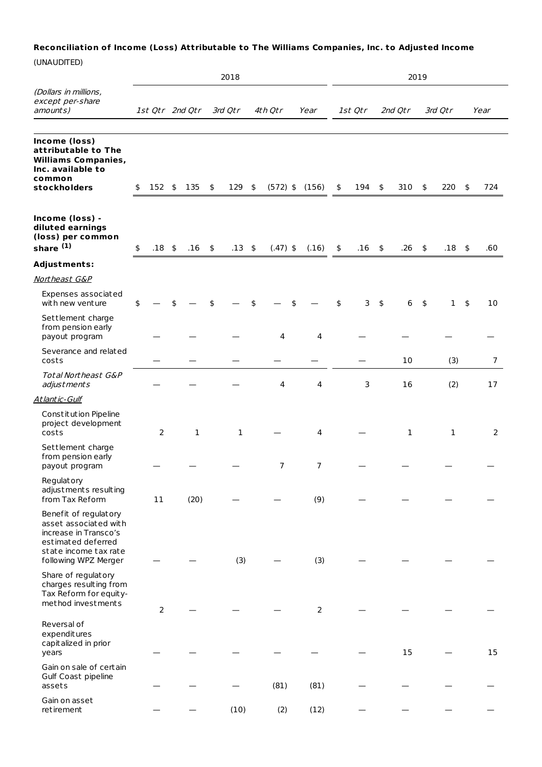**Reconciliation of Income (Loss) Attributable to The Williams Companies, Inc. to Adjusted Income**

(UNAUDITED)

| *(Dollars in millions, except per-share amounts)* | 2018 | | | | | 2019 | | | |
|---|---|---|---|---|---|---|---|---|---|
| | *1st Qtr* | *2nd Qtr* | *3rd Qtr* | *4th Qtr* | *Year* | *1st Qtr* | *2nd Qtr* | *3rd Qtr* | *Year* |
| **Income (loss) attributable to The Williams Companies, Inc. available to common stockholders** | $ 152 | $ 135 | $ 129 | $ (572) | $ (156) | $ 194 | $ 310 | $ 220 | $ 724 |
| **Income (loss) - diluted earnings (loss) per common share** [1] | $ .18 | $ .16 | $ .13 | $ (.47) | $ (.16) | $ .16 | $ .26 | $ .18 | $ .60 |
| **Adjustments:** | | | | | | | | | |
| *Northeast G&P* | | | | | | | | | |
| Expenses associated with new venture | $ — | $ — | $ — | $ — | $ — | $ 3 | $ 6 | $ 1 | $ 10 |
| Settlement charge from pension early payout program | — | — | — | 4 | 4 | — | — | — | — |
| Severance and related costs | — | — | — | — | — | — | 10 | (3) | 7 |
| *Total Northeast G&P adjustments* | — | — | — | 4 | 4 | 3 | 16 | (2) | 17 |
| *Atlantic-Gulf* | | | | | | | | | |
| Constitution Pipeline project development costs | 2 | 1 | 1 | — | 4 | — | 1 | 1 | 2 |
| Settlement charge from pension early payout program | — | — | — | 7 | 7 | — | — | — | — |
| Regulatory adjustments resulting from Tax Reform | 11 | (20) | — | — | (9) | — | — | — | — |
| Benefit of regulatory asset associated with increase in Transco's estimated deferred state income tax rate following WPZ Merger | — | — | (3) | — | (3) | — | — | — | — |
| Share of regulatory charges resulting from Tax Reform for equity-method investments | 2 | — | — | — | 2 | — | — | — | — |
| Reversal of expenditures capitalized in prior years | — | — | — | — | — | — | 15 | — | 15 |
| Gain on sale of certain Gulf Coast pipeline assets | — | — | — | (81) | (81) | — | — | — | — |
| Gain on asset retirement | — | — | (10) | (2) | (12) | — | — | — | — |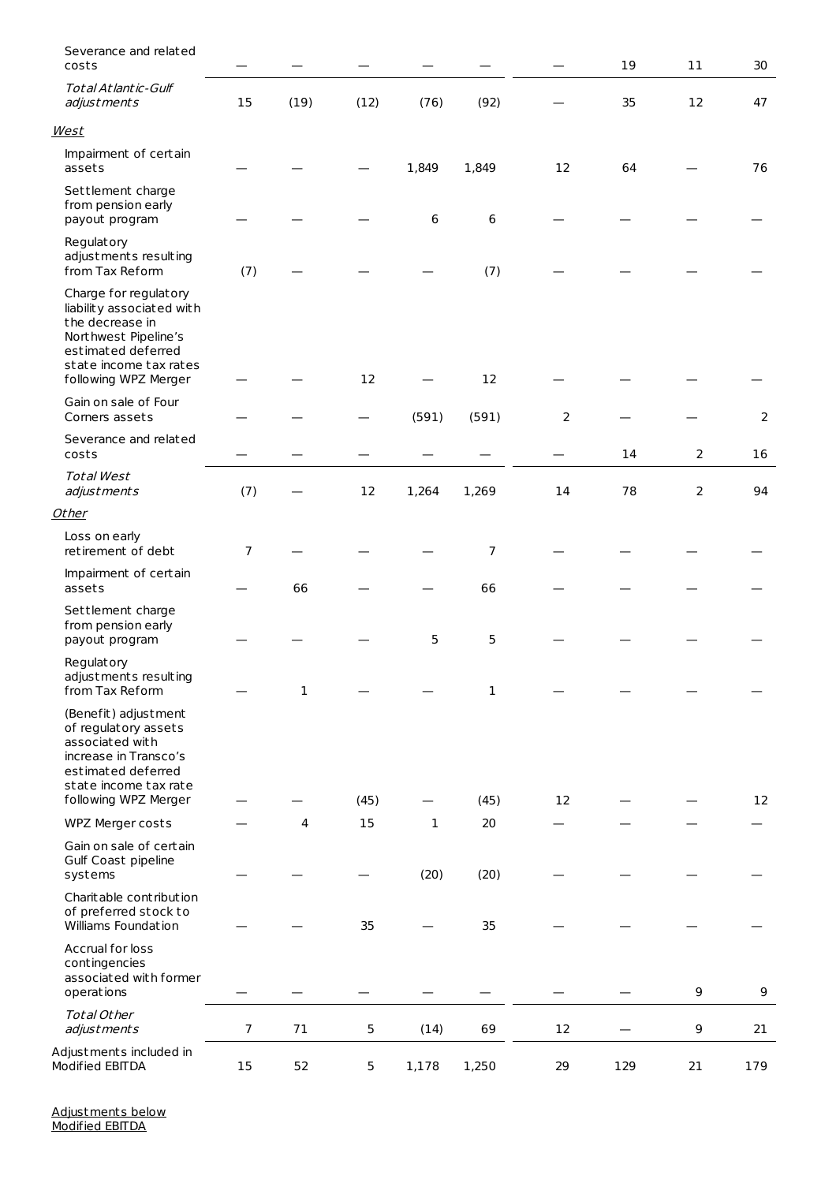| | | | | | | | | | |
|---|---|---|---|---|---|---|---|---|---|
| Severance and related costs | — | — | — | — | — | — | 19 | 11 | 30 |
| *Total Atlantic-Gulf adjustments* | 15 | (19) | (12) | (76) | (92) | — | 35 | 12 | 47 |
| *West* | | | | | | | | | |
| Impairment of certain assets | — | — | — | 1,849 | 1,849 | 12 | 64 | — | 76 |
| Settlement charge from pension early payout program | — | — | — | 6 | 6 | — | — | — | — |
| Regulatory adjustments resulting from Tax Reform | (7) | — | — | — | (7) | — | — | — | — |
| Charge for regulatory liability associated with the decrease in Northwest Pipeline's estimated deferred state income tax rates following WPZ Merger | — | — | 12 | — | 12 | — | — | — | — |
| Gain on sale of Four Corners assets | — | — | — | (591) | (591) | 2 | — | — | 2 |
| Severance and related costs | — | — | — | — | — | — | 14 | 2 | 16 |
| *Total West adjustments* | (7) | — | 12 | 1,264 | 1,269 | 14 | 78 | 2 | 94 |
| *Other* | | | | | | | | | |
| Loss on early retirement of debt | 7 | — | — | — | 7 | — | — | — | — |
| Impairment of certain assets | — | 66 | — | — | 66 | — | — | — | — |
| Settlement charge from pension early payout program | — | — | — | 5 | 5 | — | — | — | — |
| Regulatory adjustments resulting from Tax Reform | — | 1 | — | — | 1 | — | — | — | — |
| (Benefit) adjustment of regulatory assets associated with increase in Transco's estimated deferred state income tax rate following WPZ Merger | — | — | (45) | — | (45) | 12 | — | — | 12 |
| WPZ Merger costs | — | 4 | 15 | 1 | 20 | — | — | — | — |
| Gain on sale of certain Gulf Coast pipeline systems | — | — | — | (20) | (20) | — | — | — | — |
| Charitable contribution of preferred stock to Williams Foundation | — | — | 35 | — | 35 | — | — | — | — |
| Accrual for loss contingencies associated with former operations | — | — | — | — | — | — | — | 9 | 9 |
| *Total Other adjustments* | 7 | 71 | 5 | (14) | 69 | 12 | — | 9 | 21 |
| Adjustments included in Modified EBITDA | 15 | 52 | 5 | 1,178 | 1,250 | 29 | 129 | 21 | 179 |

Adjustments below Modified EBITDA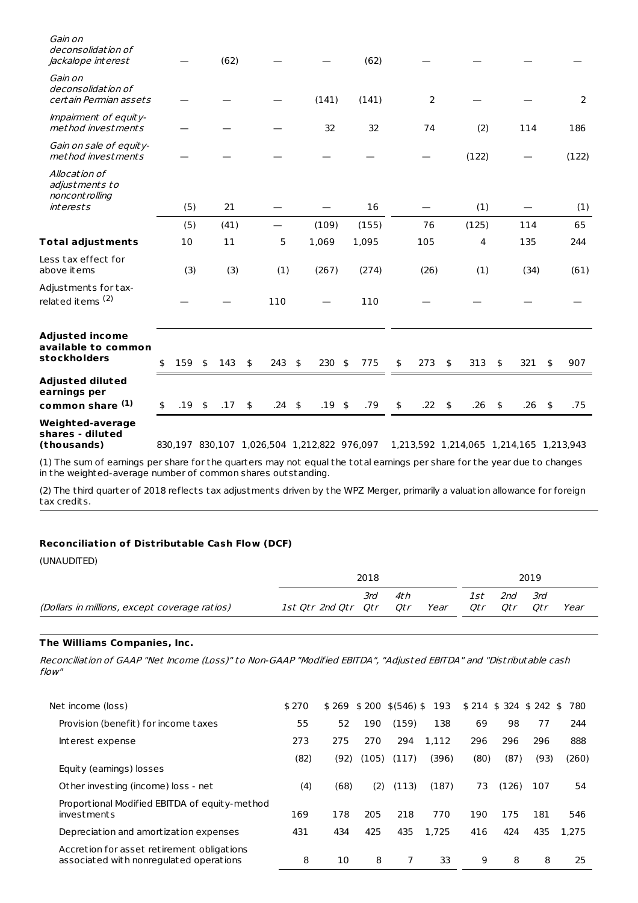| | | | | | | | | | |
|---|---|---|---|---|---|---|---|---|---|
| *Gain on deconsolidation of Jackalope interest* | — | (62) | — | — | (62) | — | — | — | — |
| *Gain on deconsolidation of certain Permian assets* | — | — | — | (141) | (141) | 2 | — | — | 2 |
| *Impairment of equity-method investments* | — | — | — | 32 | 32 | 74 | (2) | 114 | 186 |
| *Gain on sale of equity-method investments* | — | — | — | — | — | — | (122) | — | (122) |
| *Allocation of adjustments to noncontrolling interests* | (5) | 21 | — | — | 16 | — | (1) | — | (1) |
| | (5) | (41) | — | (109) | (155) | 76 | (125) | 114 | 65 |
| **Total adjustments** | 10 | 11 | 5 | 1,069 | 1,095 | 105 | 4 | 135 | 244 |
| Less tax effect for above items | (3) | (3) | (1) | (267) | (274) | (26) | (1) | (34) | (61) |
| Adjustments for tax-related items [(2)] | — | — | 110 | — | 110 | — | — | — | — |
| **Adjusted income available to common stockholders** | $ 159 | $ 143 | $ 243 | $ 230 | $ 775 | $ 273 | $ 313 | $ 321 | $ 907 |
| **Adjusted diluted earnings per common share [(1)]** | $ .19 | $ .17 | $ .24 | $ .19 | $ .79 | $ .22 | $ .26 | $ .26 | $ .75 |
| **Weighted-average shares - diluted (thousands)** | 830,197 | 830,107 | 1,026,504 | 1,212,822 | 976,097 | 1,213,592 | 1,214,065 | 1,214,165 | 1,213,943 |

(1) The sum of earnings per share for the quarters may not equal the total earnings per share for the year due to changes in the weighted-average number of common shares outstanding.

(2) The third quarter of 2018 reflects tax adjustments driven by the WPZ Merger, primarily a valuation allowance for foreign tax credits.

**Reconciliation of Distributable Cash Flow (DCF)**

(UNAUDITED)

| | 2018 | | | | | 2019 | | | |
|---|---|---|---|---|---|---|---|---|---|
| *(Dollars in millions, except coverage ratios)* | *1st Qtr* | *2nd Qtr* | *3rd Qtr* | *4th Qtr* | *Year* | *1st Qtr* | *2nd Qtr* | *3rd Qtr* | *Year* |
| **The Williams Companies, Inc.** | | | | | | | | | |
| *Reconciliation of GAAP "Net Income (Loss)" to Non-GAAP "Modified EBITDA", "Adjusted EBITDA" and "Distributable cash flow"* | | | | | | | | | |
| Net income (loss) | $ 270 | $ 269 | $ 200 | $(546) | $ 193 | $ 214 | $ 324 | $ 242 | $ 780 |
| Provision (benefit) for income taxes | 55 | 52 | 190 | (159) | 138 | 69 | 98 | 77 | 244 |
| Interest expense | 273 | 275 | 270 | 294 | 1,112 | 296 | 296 | 296 | 888 |
| Equity (earnings) losses | (82) | (92) | (105) | (117) | (396) | (80) | (87) | (93) | (260) |
| Other investing (income) loss - net | (4) | (68) | (2) | (113) | (187) | 73 | (126) | 107 | 54 |
| Proportional Modified EBITDA of equity-method investments | 169 | 178 | 205 | 218 | 770 | 190 | 175 | 181 | 546 |
| Depreciation and amortization expenses | 431 | 434 | 425 | 435 | 1,725 | 416 | 424 | 435 | 1,275 |
| Accretion for asset retirement obligations associated with nonregulated operations | 8 | 10 | 8 | 7 | 33 | 9 | 8 | 8 | 25 |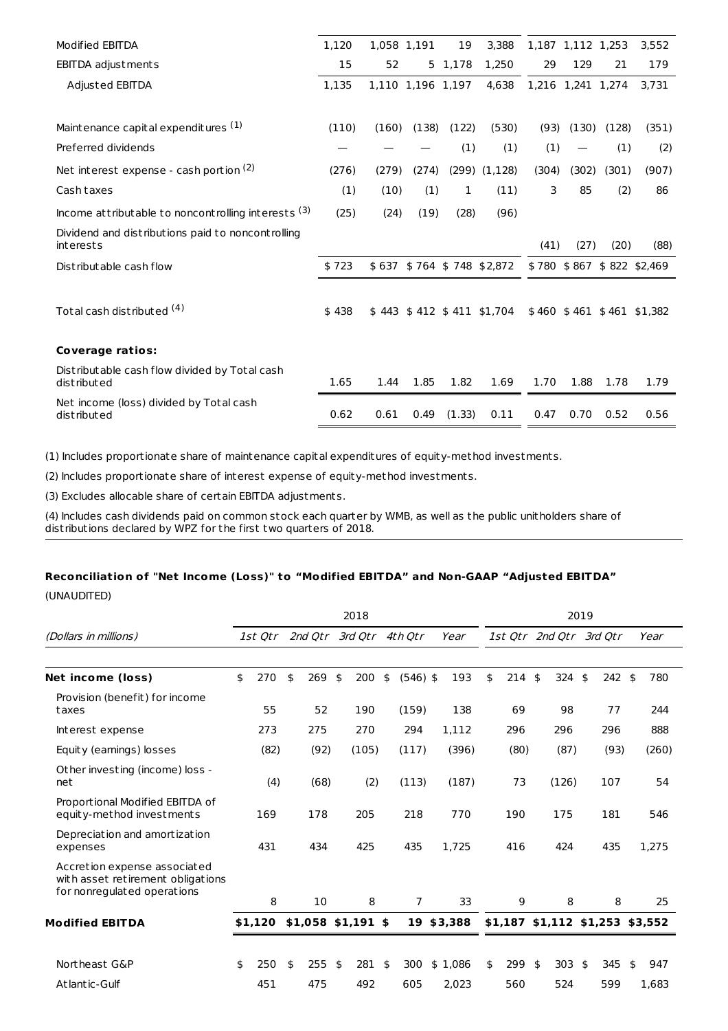| | 1st Qtr | 2nd Qtr | 3rd Qtr | 4th Qtr | Year | 1st Qtr | 2nd Qtr | 3rd Qtr | Year |
|---|---|---|---|---|---|---|---|---|---|
| Modified EBITDA | 1,120 | 1,058 | 1,191 | 19 | 3,388 | 1,187 | 1,112 | 1,253 | 3,552 |
| EBITDA adjustments | 15 | 52 | 5 | 1,178 | 1,250 | 29 | 129 | 21 | 179 |
| Adjusted EBITDA | 1,135 | 1,110 | 1,196 | 1,197 | 4,638 | 1,216 | 1,241 | 1,274 | 3,731 |
| | | | | | | | | | |
| Maintenance capital expenditures (1) | (110) | (160) | (138) | (122) | (530) | (93) | (130) | (128) | (351) |
| Preferred dividends | — | — | — | (1) | (1) | (1) | — | (1) | (2) |
| Net interest expense - cash portion (2) | (276) | (279) | (274) | (299) | (1,128) | (304) | (302) | (301) | (907) |
| Cash taxes | (1) | (10) | (1) | 1 | (11) | 3 | 85 | (2) | 86 |
| Income attributable to noncontrolling interests (3) | (25) | (24) | (19) | (28) | (96) | | | | |
| Dividend and distributions paid to noncontrolling interests | | | | | | (41) | (27) | (20) | (88) |
| Distributable cash flow | $ 723 | $ 637 | $ 764 | $ 748 | $2,872 | $ 780 | $ 867 | $ 822 | $2,469 |
| | | | | | | | | | |
| Total cash distributed (4) | $ 438 | $ 443 | $ 412 | $ 411 | $1,704 | $ 460 | $ 461 | $ 461 | $1,382 |
| | | | | | | | | | |
| **Coverage ratios:** | | | | | | | | | |
| Distributable cash flow divided by Total cash distributed | 1.65 | 1.44 | 1.85 | 1.82 | 1.69 | 1.70 | 1.88 | 1.78 | 1.79 |
| Net income (loss) divided by Total cash distributed | 0.62 | 0.61 | 0.49 | (1.33) | 0.11 | 0.47 | 0.70 | 0.52 | 0.56 |

(1) Includes proportionate share of maintenance capital expenditures of equity-method investments.

(2) Includes proportionate share of interest expense of equity-method investments.

(3) Excludes allocable share of certain EBITDA adjustments.

(4) Includes cash dividends paid on common stock each quarter by WMB, as well as the public unitholders share of distributions declared by WPZ for the first two quarters of 2018.

### Reconciliation of "Net Income (Loss)" to "Modified EBITDA" and Non-GAAP "Adjusted EBITDA"

(UNAUDITED)

| | 2018 | | | | | 2019 | | | |
|---|---|---|---|---|---|---|---|---|---|
| *(Dollars in millions)* | *1st Qtr* | *2nd Qtr* | *3rd Qtr* | *4th Qtr* | *Year* | *1st Qtr* | *2nd Qtr* | *3rd Qtr* | *Year* |
| **Net income (loss)** | $ 270 | $ 269 | $ 200 | $ (546) | $ 193 | $ 214 | $ 324 | $ 242 | $ 780 |
| Provision (benefit) for income taxes | 55 | 52 | 190 | (159) | 138 | 69 | 98 | 77 | 244 |
| Interest expense | 273 | 275 | 270 | 294 | 1,112 | 296 | 296 | 296 | 888 |
| Equity (earnings) losses | (82) | (92) | (105) | (117) | (396) | (80) | (87) | (93) | (260) |
| Other investing (income) loss - net | (4) | (68) | (2) | (113) | (187) | 73 | (126) | 107 | 54 |
| Proportional Modified EBITDA of equity-method investments | 169 | 178 | 205 | 218 | 770 | 190 | 175 | 181 | 546 |
| Depreciation and amortization expenses | 431 | 434 | 425 | 435 | 1,725 | 416 | 424 | 435 | 1,275 |
| Accretion expense associated with asset retirement obligations for nonregulated operations | 8 | 10 | 8 | 7 | 33 | 9 | 8 | 8 | 25 |
| **Modified EBITDA** | **$1,120** | **$1,058** | **$1,191** | **$ 19** | **$3,388** | **$1,187** | **$1,112** | **$1,253** | **$3,552** |
| | | | | | | | | | |
| Northeast G&P | $ 250 | $ 255 | $ 281 | $ 300 | $ 1,086 | $ 299 | $ 303 | $ 345 | $ 947 |
| Atlantic-Gulf | 451 | 475 | 492 | 605 | 2,023 | 560 | 524 | 599 | 1,683 |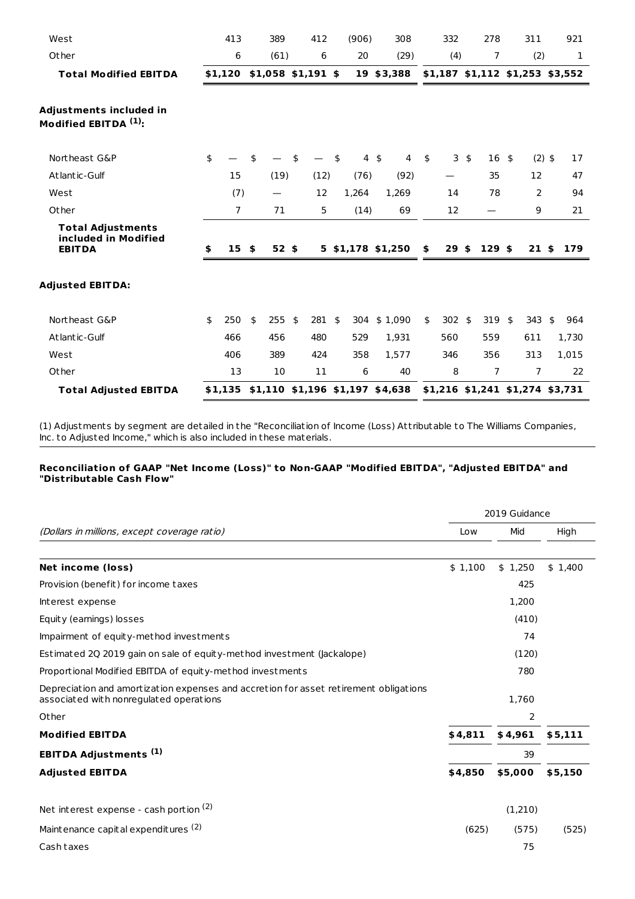| | | | | | | | | | |
|---|---|---|---|---|---|---|---|---|---|
| West | 413 | 389 | 412 | (906) | 308 | 332 | 278 | 311 | 921 |
| Other | 6 | (61) | 6 | 20 | (29) | (4) | 7 | (2) | 1 |
| **Total Modified EBITDA** | **$1,120** | **$1,058** | **$1,191** | **$ 19** | **$3,388** | **$1,187** | **$1,112** | **$1,253** | **$3,552** |
| **Adjustments included in Modified EBITDA (1):** | | | | | | | | | |
| Northeast G&P | $ — | $ — | $ — | $ 4 | $ 4 | $ 3 | $ 16 | $ (2) | $ 17 |
| Atlantic-Gulf | 15 | (19) | (12) | (76) | (92) | — | 35 | 12 | 47 |
| West | (7) | — | 12 | 1,264 | 1,269 | 14 | 78 | 2 | 94 |
| Other | 7 | 71 | 5 | (14) | 69 | 12 | — | 9 | 21 |
| **Total Adjustments included in Modified EBITDA** | **$ 15** | **$ 52** | **$ 5** | **$1,178** | **$1,250** | **$ 29** | **$ 129** | **$ 21** | **$ 179** |
| **Adjusted EBITDA:** | | | | | | | | | |
| Northeast G&P | $ 250 | $ 255 | $ 281 | $ 304 | $ 1,090 | $ 302 | $ 319 | $ 343 | $ 964 |
| Atlantic-Gulf | 466 | 456 | 480 | 529 | 1,931 | 560 | 559 | 611 | 1,730 |
| West | 406 | 389 | 424 | 358 | 1,577 | 346 | 356 | 313 | 1,015 |
| Other | 13 | 10 | 11 | 6 | 40 | 8 | 7 | 7 | 22 |
| **Total Adjusted EBITDA** | **$1,135** | **$1,110** | **$1,196** | **$1,197** | **$4,638** | **$1,216** | **$1,241** | **$1,274** | **$3,731** |

(1) Adjustments by segment are detailed in the "Reconciliation of Income (Loss) Attributable to The Williams Companies, Inc. to Adjusted Income," which is also included in these materials.

**Reconciliation of GAAP "Net Income (Loss)" to Non-GAAP "Modified EBITDA", "Adjusted EBITDA" and "Distributable Cash Flow"**

| | 2019 Guidance | | |
|---|---|---|---|
| *(Dollars in millions, except coverage ratio)* | Low | Mid | High |
| **Net income (loss)** | $ 1,100 | $ 1,250 | $ 1,400 |
| Provision (benefit) for income taxes | | 425 | |
| Interest expense | | 1,200 | |
| Equity (earnings) losses | | (410) | |
| Impairment of equity-method investments | | 74 | |
| Estimated 2Q 2019 gain on sale of equity-method investment (Jackalope) | | (120) | |
| Proportional Modified EBITDA of equity-method investments | | 780 | |
| Depreciation and amortization expenses and accretion for asset retirement obligations associated with nonregulated operations | | 1,760 | |
| Other | | 2 | |
| **Modified EBITDA** | **$4,811** | **$4,961** | **$5,111** |
| **EBITDA Adjustments (1)** | | 39 | |
| **Adjusted EBITDA** | **$4,850** | **$5,000** | **$5,150** |
| Net interest expense - cash portion (2) | | (1,210) | |
| Maintenance capital expenditures (2) | (625) | (575) | (525) |
| Cash taxes | | 75 | |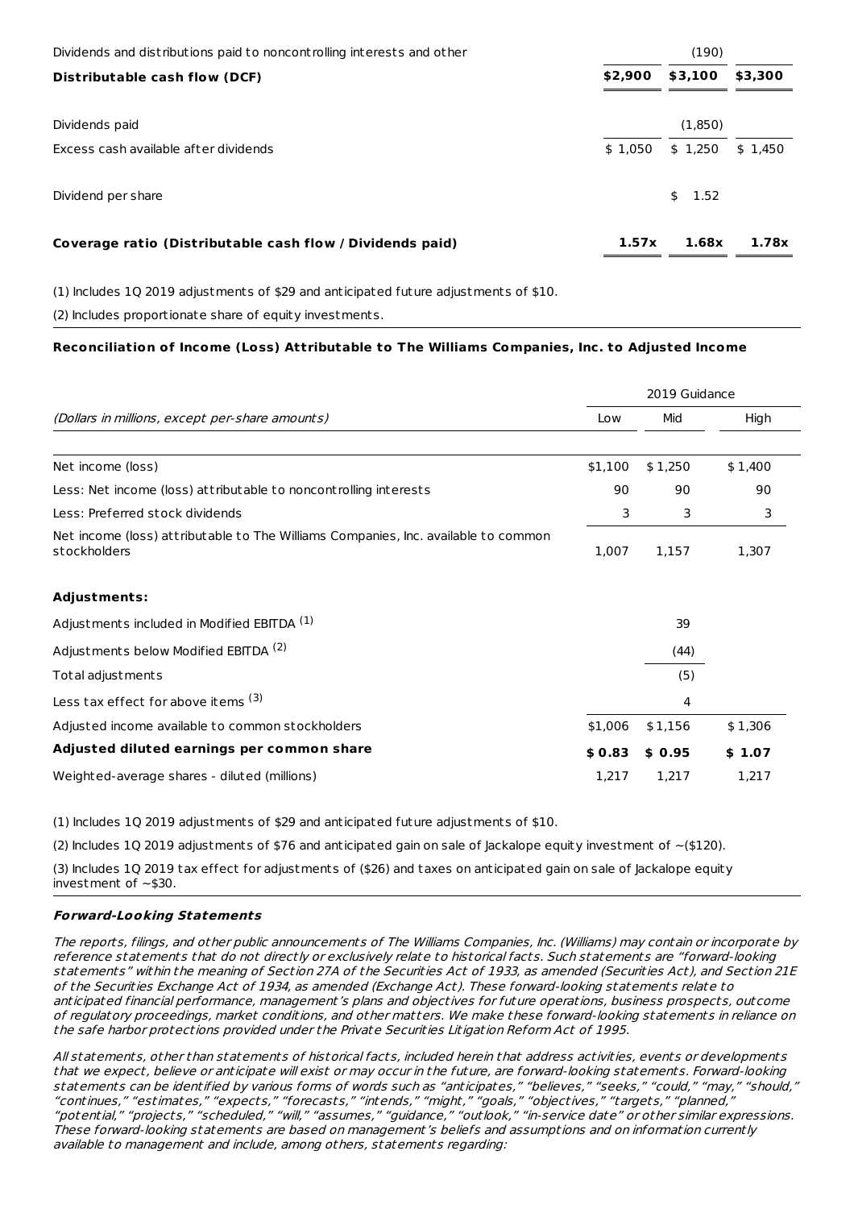| | | | |
|---|---|---|---|
| Dividends and distributions paid to noncontrolling interests and other | | (190) | |
| **Distributable cash flow (DCF)** | **$2,900** | **$3,100** | **$3,300** |
| | | | |
| Dividends paid | | (1,850) | |
| Excess cash available after dividends | $ 1,050 | $ 1,250 | $ 1,450 |
| | | | |
| Dividend per share | | $ 1.52 | |
| | | | |
| **Coverage ratio (Distributable cash flow / Dividends paid)** | **1.57x** | **1.68x** | **1.78x** |

(1) Includes 1Q 2019 adjustments of $29 and anticipated future adjustments of $10.

(2) Includes proportionate share of equity investments.

**Reconciliation of Income (Loss) Attributable to The Williams Companies, Inc. to Adjusted Income**

| | 2019 Guidance | | |
|---|---|---|---|
| *(Dollars in millions, except per-share amounts)* | Low | Mid | High |
| Net income (loss) | $1,100 | $ 1,250 | $ 1,400 |
| Less: Net income (loss) attributable to noncontrolling interests | 90 | 90 | 90 |
| Less: Preferred stock dividends | 3 | 3 | 3 |
| Net income (loss) attributable to The Williams Companies, Inc. available to common stockholders | 1,007 | 1,157 | 1,307 |
| | | | |
| **Adjustments:** | | | |
| Adjustments included in Modified EBITDA [1] | | 39 | |
| Adjustments below Modified EBITDA [2] | | (44) | |
| Total adjustments | | (5) | |
| Less tax effect for above items [3] | | 4 | |
| Adjusted income available to common stockholders | $1,006 | $ 1,156 | $ 1,306 |
| **Adjusted diluted earnings per common share** | **$ 0.83** | **$ 0.95** | **$ 1.07** |
| Weighted-average shares - diluted (millions) | 1,217 | 1,217 | 1,217 |

(1) Includes 1Q 2019 adjustments of $29 and anticipated future adjustments of $10.

(2) Includes 1Q 2019 adjustments of $76 and anticipated gain on sale of Jackalope equity investment of ~($120).

(3) Includes 1Q 2019 tax effect for adjustments of ($26) and taxes on anticipated gain on sale of Jackalope equity investment of ~$30.

***Forward-Looking Statements***

*The reports, filings, and other public announcements of The Williams Companies, Inc. (Williams) may contain or incorporate by reference statements that do not directly or exclusively relate to historical facts. Such statements are "forward-looking statements" within the meaning of Section 27A of the Securities Act of 1933, as amended (Securities Act), and Section 21E of the Securities Exchange Act of 1934, as amended (Exchange Act). These forward-looking statements relate to anticipated financial performance, management's plans and objectives for future operations, business prospects, outcome of regulatory proceedings, market conditions, and other matters. We make these forward-looking statements in reliance on the safe harbor protections provided under the Private Securities Litigation Reform Act of 1995.*

*All statements, other than statements of historical facts, included herein that address activities, events or developments that we expect, believe or anticipate will exist or may occur in the future, are forward-looking statements. Forward-looking statements can be identified by various forms of words such as "anticipates," "believes," "seeks," "could," "may," "should," "continues," "estimates," "expects," "forecasts," "intends," "might," "goals," "objectives," "targets," "planned," "potential," "projects," "scheduled," "will," "assumes," "guidance," "outlook," "in-service date" or other similar expressions. These forward-looking statements are based on management's beliefs and assumptions and on information currently available to management and include, among others, statements regarding:*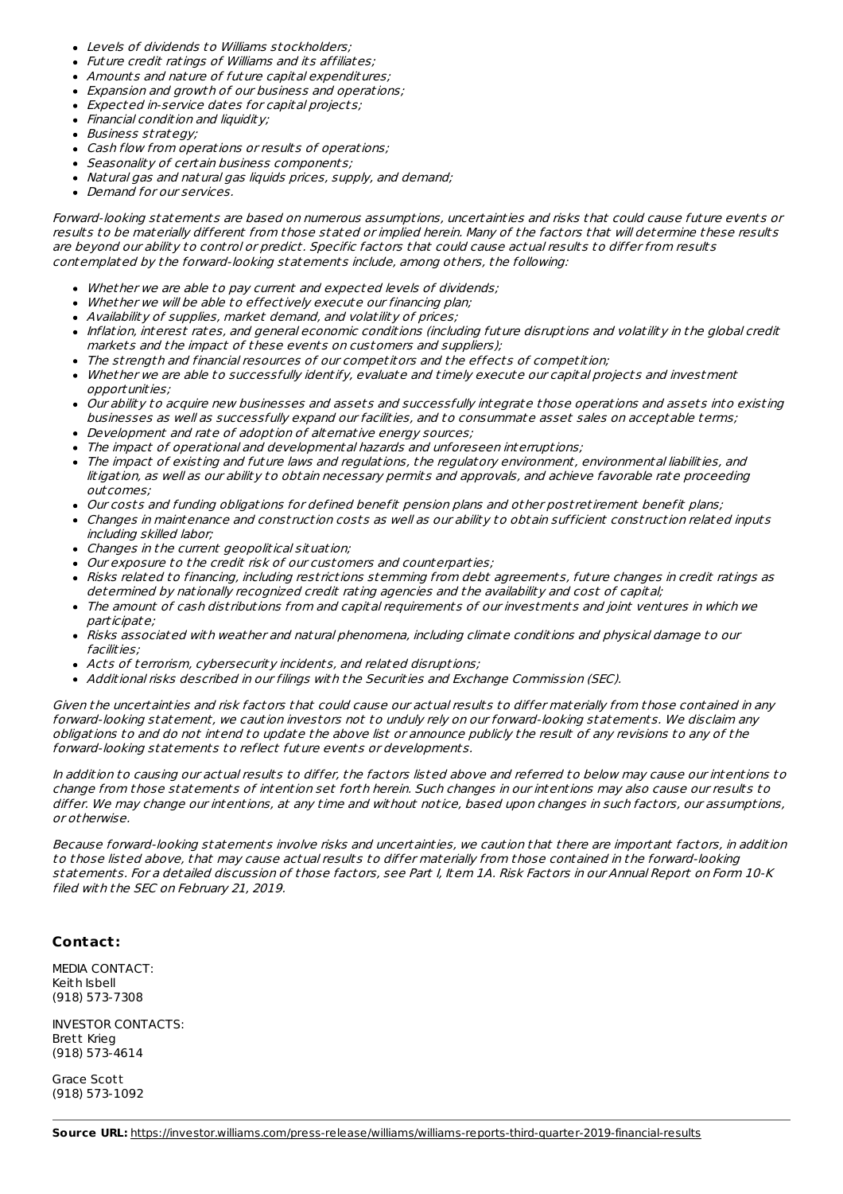- *Levels of dividends to Williams stockholders;*
- *Future credit ratings of Williams and its affiliates;*
- *Amounts and nature of future capital expenditures;*
- *Expansion and growth of our business and operations;*
- *Expected in-service dates for capital projects;*
- *Financial condition and liquidity;*
- *Business strategy;*
- *Cash flow from operations or results of operations;*
- *Seasonality of certain business components;*
- *Natural gas and natural gas liquids prices, supply, and demand;*
- *Demand for our services.*

*Forward-looking statements are based on numerous assumptions, uncertainties and risks that could cause future events or results to be materially different from those stated or implied herein. Many of the factors that will determine these results are beyond our ability to control or predict. Specific factors that could cause actual results to differ from results contemplated by the forward-looking statements include, among others, the following:*

- *Whether we are able to pay current and expected levels of dividends;*
- *Whether we will be able to effectively execute our financing plan;*
- *Availability of supplies, market demand, and volatility of prices;*
- *Inflation, interest rates, and general economic conditions (including future disruptions and volatility in the global credit markets and the impact of these events on customers and suppliers);*
- *The strength and financial resources of our competitors and the effects of competition;*
- *Whether we are able to successfully identify, evaluate and timely execute our capital projects and investment opportunities;*
- *Our ability to acquire new businesses and assets and successfully integrate those operations and assets into existing businesses as well as successfully expand our facilities, and to consummate asset sales on acceptable terms;*
- *Development and rate of adoption of alternative energy sources;*
- *The impact of operational and developmental hazards and unforeseen interruptions;*
- *The impact of existing and future laws and regulations, the regulatory environment, environmental liabilities, and litigation, as well as our ability to obtain necessary permits and approvals, and achieve favorable rate proceeding outcomes;*
- *Our costs and funding obligations for defined benefit pension plans and other postretirement benefit plans;*
- *Changes in maintenance and construction costs as well as our ability to obtain sufficient construction related inputs including skilled labor;*
- *Changes in the current geopolitical situation;*
- *Our exposure to the credit risk of our customers and counterparties;*
- *Risks related to financing, including restrictions stemming from debt agreements, future changes in credit ratings as determined by nationally recognized credit rating agencies and the availability and cost of capital;*
- *The amount of cash distributions from and capital requirements of our investments and joint ventures in which we participate;*
- *Risks associated with weather and natural phenomena, including climate conditions and physical damage to our facilities;*
- *Acts of terrorism, cybersecurity incidents, and related disruptions;*
- *Additional risks described in our filings with the Securities and Exchange Commission (SEC).*

*Given the uncertainties and risk factors that could cause our actual results to differ materially from those contained in any forward-looking statement, we caution investors not to unduly rely on our forward-looking statements. We disclaim any obligations to and do not intend to update the above list or announce publicly the result of any revisions to any of the forward-looking statements to reflect future events or developments.*

*In addition to causing our actual results to differ, the factors listed above and referred to below may cause our intentions to change from those statements of intention set forth herein. Such changes in our intentions may also cause our results to differ. We may change our intentions, at any time and without notice, based upon changes in such factors, our assumptions, or otherwise.*

*Because forward-looking statements involve risks and uncertainties, we caution that there are important factors, in addition to those listed above, that may cause actual results to differ materially from those contained in the forward-looking statements. For a detailed discussion of those factors, see Part I, Item 1A. Risk Factors in our Annual Report on Form 10-K filed with the SEC on February 21, 2019.*

## Contact:

MEDIA CONTACT:
Keith Isbell
(918) 573-7308

INVESTOR CONTACTS:
Brett Krieg
(918) 573-4614

Grace Scott
(918) 573-1092

**Source URL:** https://investor.williams.com/press-release/williams/williams-reports-third-quarter-2019-financial-results